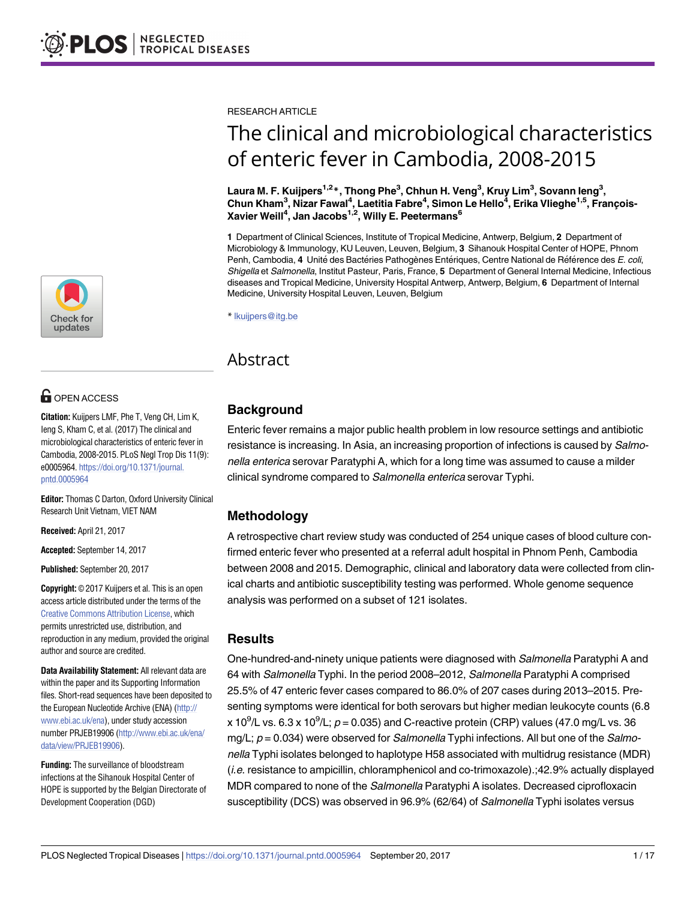RESEARCH ARTICLE

# The clinical and microbiological characteristics of enteric fever in Cambodia, 2008-2015

**Laura M. F. Kuijpers[1,2]*, Thong Phe[3], Chhun H. Veng[3], Kruy Lim[3], Sovann Ieng[3], Chun Kham[3], Nizar Fawal[4], Laetitia Fabre[4], Simon Le Hello[4], Erika Vlieghe[1,5], François-Xavier Weill[4], Jan Jacobs[1,2], Willy E. Peetermans[6]**

**1** Department of Clinical Sciences, Institute of Tropical Medicine, Antwerp, Belgium, **2** Department of Microbiology & Immunology, KU Leuven, Leuven, Belgium, **3** Sihanouk Hospital Center of HOPE, Phnom Penh, Cambodia, **4** Unité des Bactéries Pathogènes Entériques, Centre National de Référence des *E. coli*, *Shigella* et *Salmonella*, Institut Pasteur, Paris, France, **5** Department of General Internal Medicine, Infectious diseases and Tropical Medicine, University Hospital Antwerp, Antwerp, Belgium, **6** Department of Internal Medicine, University Hospital Leuven, Leuven, Belgium

* lkuijpers@itg.be

OPEN ACCESS

**Citation:** Kuijpers LMF, Phe T, Veng CH, Lim K, Ieng S, Kham C, et al. (2017) The clinical and microbiological characteristics of enteric fever in Cambodia, 2008-2015. PLoS Negl Trop Dis 11(9): e0005964. https://doi.org/10.1371/journal.pntd.0005964

**Editor:** Thomas C Darton, Oxford University Clinical Research Unit Vietnam, VIET NAM

**Received:** April 21, 2017

**Accepted:** September 14, 2017

**Published:** September 20, 2017

**Copyright:** © 2017 Kuijpers et al. This is an open access article distributed under the terms of the Creative Commons Attribution License, which permits unrestricted use, distribution, and reproduction in any medium, provided the original author and source are credited.

**Data Availability Statement:** All relevant data are within the paper and its Supporting Information files. Short-read sequences have been deposited to the European Nucleotide Archive (ENA) (http://www.ebi.ac.uk/ena), under study accession number PRJEB19906 (http://www.ebi.ac.uk/ena/data/view/PRJEB19906).

**Funding:** The surveillance of bloodstream infections at the Sihanouk Hospital Center of HOPE is supported by the Belgian Directorate of Development Cooperation (DGD)

## Abstract

### Background

Enteric fever remains a major public health problem in low resource settings and antibiotic resistance is increasing. In Asia, an increasing proportion of infections is caused by *Salmonella enterica* serovar Paratyphi A, which for a long time was assumed to cause a milder clinical syndrome compared to *Salmonella enterica* serovar Typhi.

### Methodology

A retrospective chart review study was conducted of 254 unique cases of blood culture confirmed enteric fever who presented at a referral adult hospital in Phnom Penh, Cambodia between 2008 and 2015. Demographic, clinical and laboratory data were collected from clinical charts and antibiotic susceptibility testing was performed. Whole genome sequence analysis was performed on a subset of 121 isolates.

### Results

One-hundred-and-ninety unique patients were diagnosed with *Salmonella* Paratyphi A and 64 with *Salmonella* Typhi. In the period 2008–2012, *Salmonella* Paratyphi A comprised 25.5% of 47 enteric fever cases compared to 86.0% of 207 cases during 2013–2015. Presenting symptoms were identical for both serovars but higher median leukocyte counts (6.8 x $10^9$/L vs. 6.3 x $10^9$/L; $p = 0.035$) and C-reactive protein (CRP) values (47.0 mg/L vs. 36 mg/L; $p = 0.034$) were observed for *Salmonella* Typhi infections. All but one of the *Salmonella* Typhi isolates belonged to haplotype H58 associated with multidrug resistance (MDR) (*i.e.* resistance to ampicillin, chloramphenicol and co-trimoxazole).;42.9% actually displayed MDR compared to none of the *Salmonella* Paratyphi A isolates. Decreased ciprofloxacin susceptibility (DCS) was observed in 96.9% (62/64) of *Salmonella* Typhi isolates versus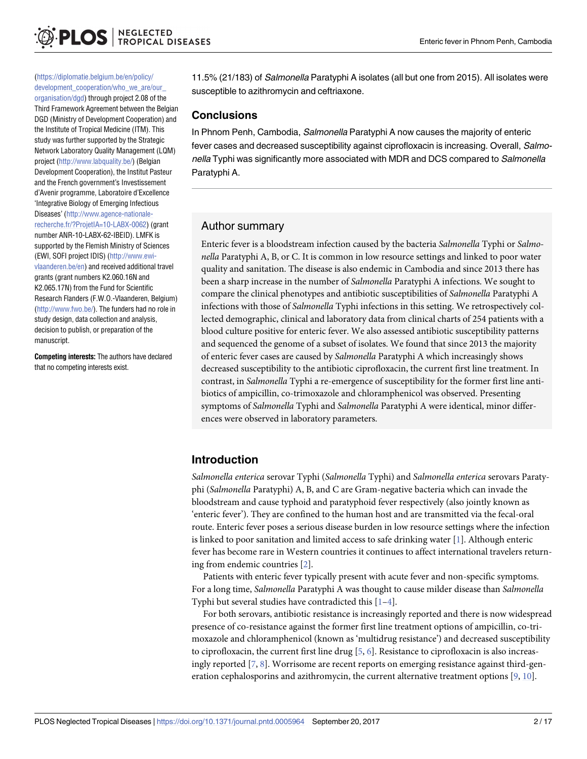(https://diplomatie.belgium.be/en/policy/development_cooperation/who_we_are/our_organisation/dgd) through project 2.08 of the Third Framework Agreement between the Belgian DGD (Ministry of Development Cooperation) and the Institute of Tropical Medicine (ITM). This study was further supported by the Strategic Network Laboratory Quality Management (LQM) project (http://www.labquality.be/) (Belgian Development Cooperation), the Institut Pasteur and the French government's Investissement d'Avenir programme, Laboratoire d'Excellence 'Integrative Biology of Emerging Infectious Diseases' (http://www.agence-nationale-recherche.fr/?ProjetIA=10-LABX-0062) (grant number ANR-10-LABX-62-IBEID). LMFK is supported by the Flemish Ministry of Sciences (EWI, SOFI project IDIS) (http://www.ewi-vlaanderen.be/en) and received additional travel grants (grant numbers K2.060.16N and K2.065.17N) from the Fund for Scientific Research Flanders (F.W.O.-Vlaanderen, Belgium) (http://www.fwo.be/). The funders had no role in study design, data collection and analysis, decision to publish, or preparation of the manuscript.

**Competing interests:** The authors have declared that no competing interests exist.

11.5% (21/183) of *Salmonella* Paratyphi A isolates (all but one from 2015). All isolates were susceptible to azithromycin and ceftriaxone.

## Conclusions

In Phnom Penh, Cambodia, *Salmonella* Paratyphi A now causes the majority of enteric fever cases and decreased susceptibility against ciprofloxacin is increasing. Overall, *Salmonella* Typhi was significantly more associated with MDR and DCS compared to *Salmonella* Paratyphi A.

## Author summary

Enteric fever is a bloodstream infection caused by the bacteria *Salmonella* Typhi or *Salmonella* Paratyphi A, B, or C. It is common in low resource settings and linked to poor water quality and sanitation. The disease is also endemic in Cambodia and since 2013 there has been a sharp increase in the number of *Salmonella* Paratyphi A infections. We sought to compare the clinical phenotypes and antibiotic susceptibilities of *Salmonella* Paratyphi A infections with those of *Salmonella* Typhi infections in this setting. We retrospectively collected demographic, clinical and laboratory data from clinical charts of 254 patients with a blood culture positive for enteric fever. We also assessed antibiotic susceptibility patterns and sequenced the genome of a subset of isolates. We found that since 2013 the majority of enteric fever cases are caused by *Salmonella* Paratyphi A which increasingly shows decreased susceptibility to the antibiotic ciprofloxacin, the current first line treatment. In contrast, in *Salmonella* Typhi a re-emergence of susceptibility for the former first line antibiotics of ampicillin, co-trimoxazole and chloramphenicol was observed. Presenting symptoms of *Salmonella* Typhi and *Salmonella* Paratyphi A were identical, minor differences were observed in laboratory parameters.

## Introduction

*Salmonella enterica* serovar Typhi (*Salmonella* Typhi) and *Salmonella enterica* serovars Paratyphi (*Salmonella* Paratyphi) A, B, and C are Gram-negative bacteria which can invade the bloodstream and cause typhoid and paratyphoid fever respectively (also jointly known as 'enteric fever'). They are confined to the human host and are transmitted via the fecal-oral route. Enteric fever poses a serious disease burden in low resource settings where the infection is linked to poor sanitation and limited access to safe drinking water [1]. Although enteric fever has become rare in Western countries it continues to affect international travelers returning from endemic countries [2].

Patients with enteric fever typically present with acute fever and non-specific symptoms. For a long time, *Salmonella* Paratyphi A was thought to cause milder disease than *Salmonella* Typhi but several studies have contradicted this [1–4].

For both serovars, antibiotic resistance is increasingly reported and there is now widespread presence of co-resistance against the former first line treatment options of ampicillin, co-trimoxazole and chloramphenicol (known as 'multidrug resistance') and decreased susceptibility to ciprofloxacin, the current first line drug [5, 6]. Resistance to ciprofloxacin is also increasingly reported [7, 8]. Worrisome are recent reports on emerging resistance against third-generation cephalosporins and azithromycin, the current alternative treatment options [9, 10].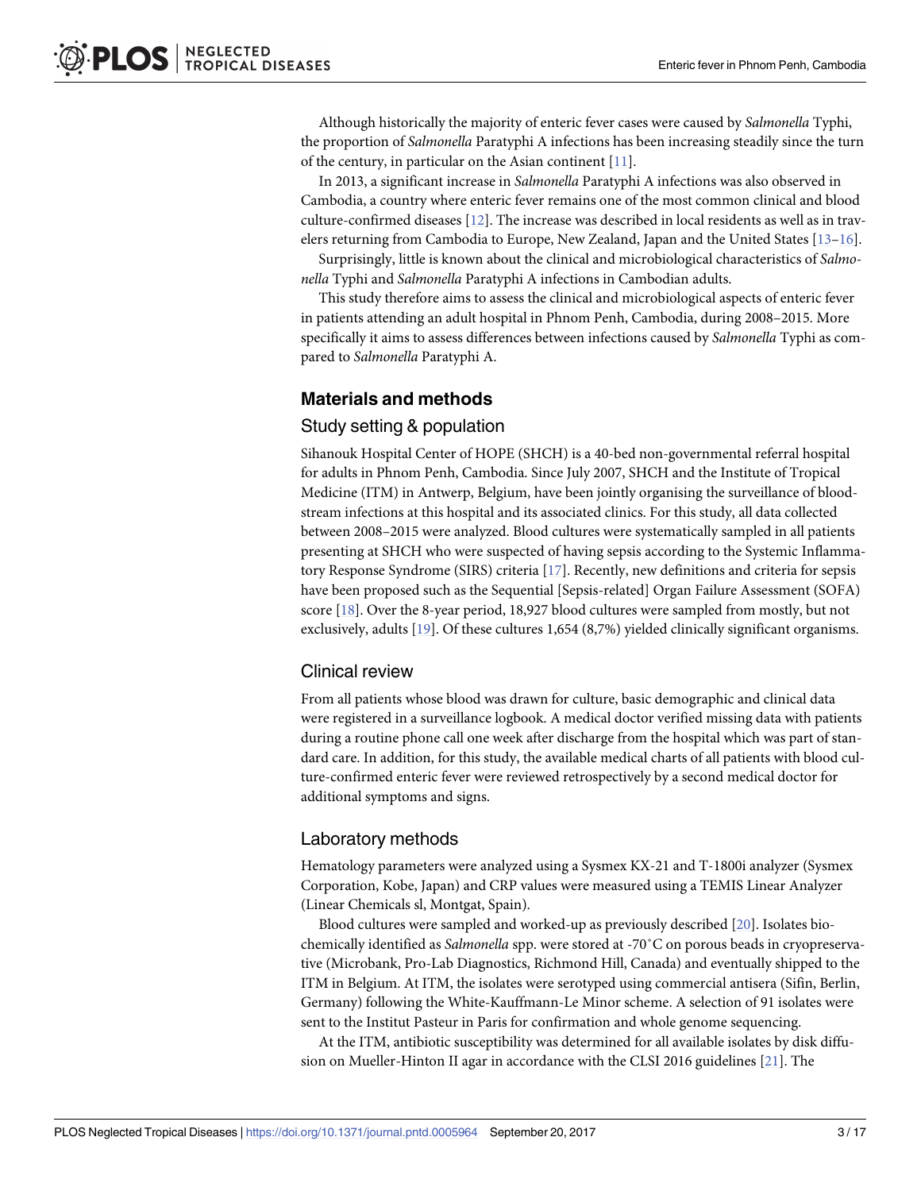Although historically the majority of enteric fever cases were caused by *Salmonella* Typhi, the proportion of *Salmonella* Paratyphi A infections has been increasing steadily since the turn of the century, in particular on the Asian continent [11].

In 2013, a significant increase in *Salmonella* Paratyphi A infections was also observed in Cambodia, a country where enteric fever remains one of the most common clinical and blood culture-confirmed diseases [12]. The increase was described in local residents as well as in travelers returning from Cambodia to Europe, New Zealand, Japan and the United States [13–16].

Surprisingly, little is known about the clinical and microbiological characteristics of *Salmonella* Typhi and *Salmonella* Paratyphi A infections in Cambodian adults.

This study therefore aims to assess the clinical and microbiological aspects of enteric fever in patients attending an adult hospital in Phnom Penh, Cambodia, during 2008–2015. More specifically it aims to assess differences between infections caused by *Salmonella* Typhi as compared to *Salmonella* Paratyphi A.

## Materials and methods

### Study setting & population

Sihanouk Hospital Center of HOPE (SHCH) is a 40-bed non-governmental referral hospital for adults in Phnom Penh, Cambodia. Since July 2007, SHCH and the Institute of Tropical Medicine (ITM) in Antwerp, Belgium, have been jointly organising the surveillance of bloodstream infections at this hospital and its associated clinics. For this study, all data collected between 2008–2015 were analyzed. Blood cultures were systematically sampled in all patients presenting at SHCH who were suspected of having sepsis according to the Systemic Inflammatory Response Syndrome (SIRS) criteria [17]. Recently, new definitions and criteria for sepsis have been proposed such as the Sequential [Sepsis-related] Organ Failure Assessment (SOFA) score [18]. Over the 8-year period, 18,927 blood cultures were sampled from mostly, but not exclusively, adults [19]. Of these cultures 1,654 (8,7%) yielded clinically significant organisms.

### Clinical review

From all patients whose blood was drawn for culture, basic demographic and clinical data were registered in a surveillance logbook. A medical doctor verified missing data with patients during a routine phone call one week after discharge from the hospital which was part of standard care. In addition, for this study, the available medical charts of all patients with blood culture-confirmed enteric fever were reviewed retrospectively by a second medical doctor for additional symptoms and signs.

### Laboratory methods

Hematology parameters were analyzed using a Sysmex KX-21 and T-1800i analyzer (Sysmex Corporation, Kobe, Japan) and CRP values were measured using a TEMIS Linear Analyzer (Linear Chemicals sl, Montgat, Spain).

Blood cultures were sampled and worked-up as previously described [20]. Isolates biochemically identified as *Salmonella* spp. were stored at -70˚C on porous beads in cryopreservative (Microbank, Pro-Lab Diagnostics, Richmond Hill, Canada) and eventually shipped to the ITM in Belgium. At ITM, the isolates were serotyped using commercial antisera (Sifin, Berlin, Germany) following the White-Kauffmann-Le Minor scheme. A selection of 91 isolates were sent to the Institut Pasteur in Paris for confirmation and whole genome sequencing.

At the ITM, antibiotic susceptibility was determined for all available isolates by disk diffusion on Mueller-Hinton II agar in accordance with the CLSI 2016 guidelines [21]. The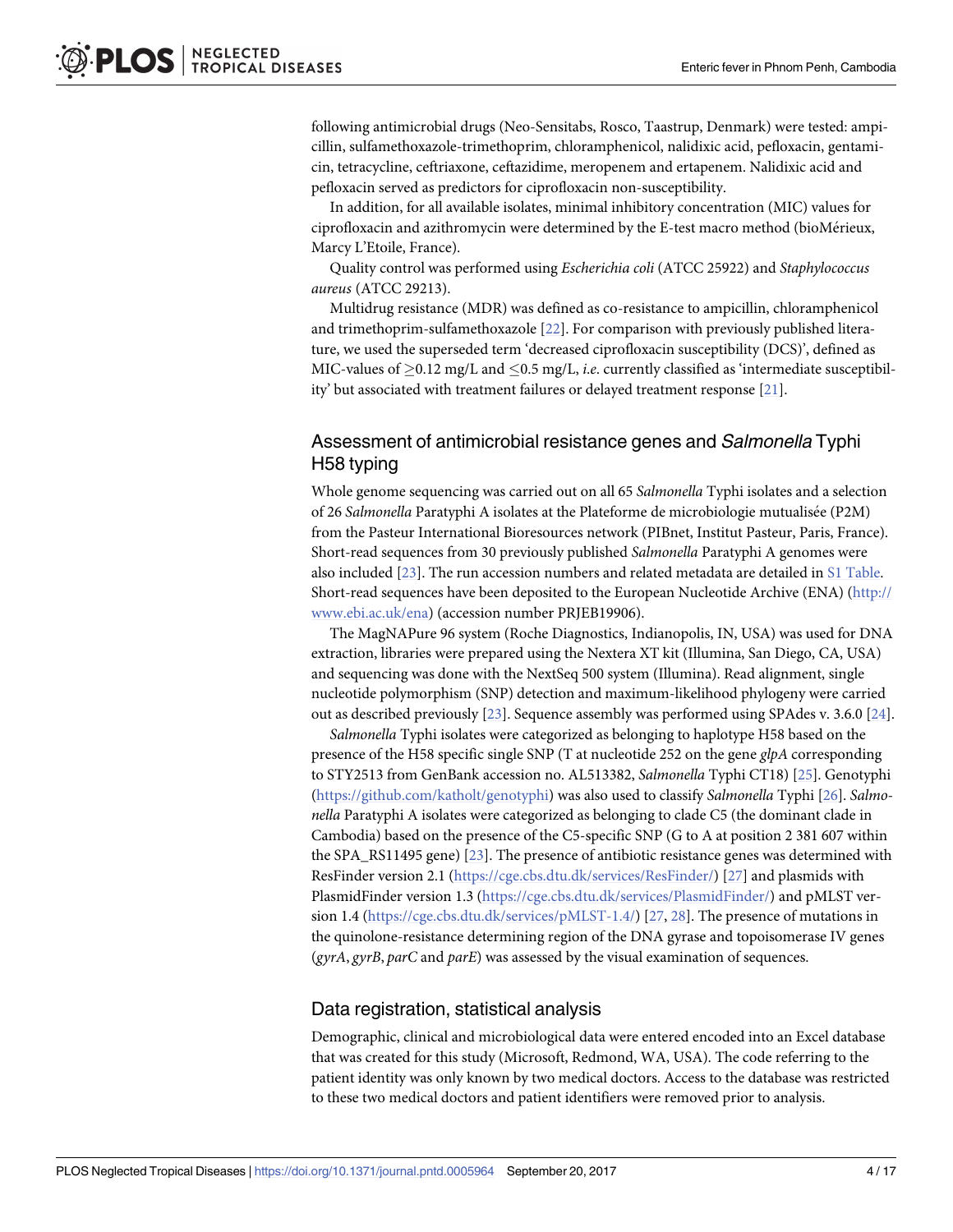following antimicrobial drugs (Neo-Sensitabs, Rosco, Taastrup, Denmark) were tested: ampicillin, sulfamethoxazole-trimethoprim, chloramphenicol, nalidixic acid, pefloxacin, gentamicin, tetracycline, ceftriaxone, ceftazidime, meropenem and ertapenem. Nalidixic acid and pefloxacin served as predictors for ciprofloxacin non-susceptibility.

In addition, for all available isolates, minimal inhibitory concentration (MIC) values for ciprofloxacin and azithromycin were determined by the E-test macro method (bioMérieux, Marcy L'Etoile, France).

Quality control was performed using *Escherichia coli* (ATCC 25922) and *Staphylococcus aureus* (ATCC 29213).

Multidrug resistance (MDR) was defined as co-resistance to ampicillin, chloramphenicol and trimethoprim-sulfamethoxazole [22]. For comparison with previously published literature, we used the superseded term 'decreased ciprofloxacin susceptibility (DCS)', defined as MIC-values of $\geq$0.12 mg/L and $\leq$0.5 mg/L, *i.e.* currently classified as 'intermediate susceptibility' but associated with treatment failures or delayed treatment response [21].

## Assessment of antimicrobial resistance genes and *Salmonella* Typhi H58 typing

Whole genome sequencing was carried out on all 65 *Salmonella* Typhi isolates and a selection of 26 *Salmonella* Paratyphi A isolates at the Plateforme de microbiologie mutualisée (P2M) from the Pasteur International Bioresources network (PIBnet, Institut Pasteur, Paris, France). Short-read sequences from 30 previously published *Salmonella* Paratyphi A genomes were also included [23]. The run accession numbers and related metadata are detailed in S1 Table. Short-read sequences have been deposited to the European Nucleotide Archive (ENA) (http://www.ebi.ac.uk/ena) (accession number PRJEB19906).

The MagNAPure 96 system (Roche Diagnostics, Indianopolis, IN, USA) was used for DNA extraction, libraries were prepared using the Nextera XT kit (Illumina, San Diego, CA, USA) and sequencing was done with the NextSeq 500 system (Illumina). Read alignment, single nucleotide polymorphism (SNP) detection and maximum-likelihood phylogeny were carried out as described previously [23]. Sequence assembly was performed using SPAdes v. 3.6.0 [24].

*Salmonella* Typhi isolates were categorized as belonging to haplotype H58 based on the presence of the H58 specific single SNP (T at nucleotide 252 on the gene *glpA* corresponding to STY2513 from GenBank accession no. AL513382, *Salmonella* Typhi CT18) [25]. Genotyphi (https://github.com/katholt/genotyphi) was also used to classify *Salmonella* Typhi [26]. *Salmonella* Paratyphi A isolates were categorized as belonging to clade C5 (the dominant clade in Cambodia) based on the presence of the C5-specific SNP (G to A at position 2 381 607 within the SPA_RS11495 gene) [23]. The presence of antibiotic resistance genes was determined with ResFinder version 2.1 (https://cge.cbs.dtu.dk/services/ResFinder/) [27] and plasmids with PlasmidFinder version 1.3 (https://cge.cbs.dtu.dk/services/PlasmidFinder/) and pMLST version 1.4 (https://cge.cbs.dtu.dk/services/pMLST-1.4/) [27, 28]. The presence of mutations in the quinolone-resistance determining region of the DNA gyrase and topoisomerase IV genes (*gyrA*, *gyrB*, *parC* and *parE*) was assessed by the visual examination of sequences.

## Data registration, statistical analysis

Demographic, clinical and microbiological data were entered encoded into an Excel database that was created for this study (Microsoft, Redmond, WA, USA). The code referring to the patient identity was only known by two medical doctors. Access to the database was restricted to these two medical doctors and patient identifiers were removed prior to analysis.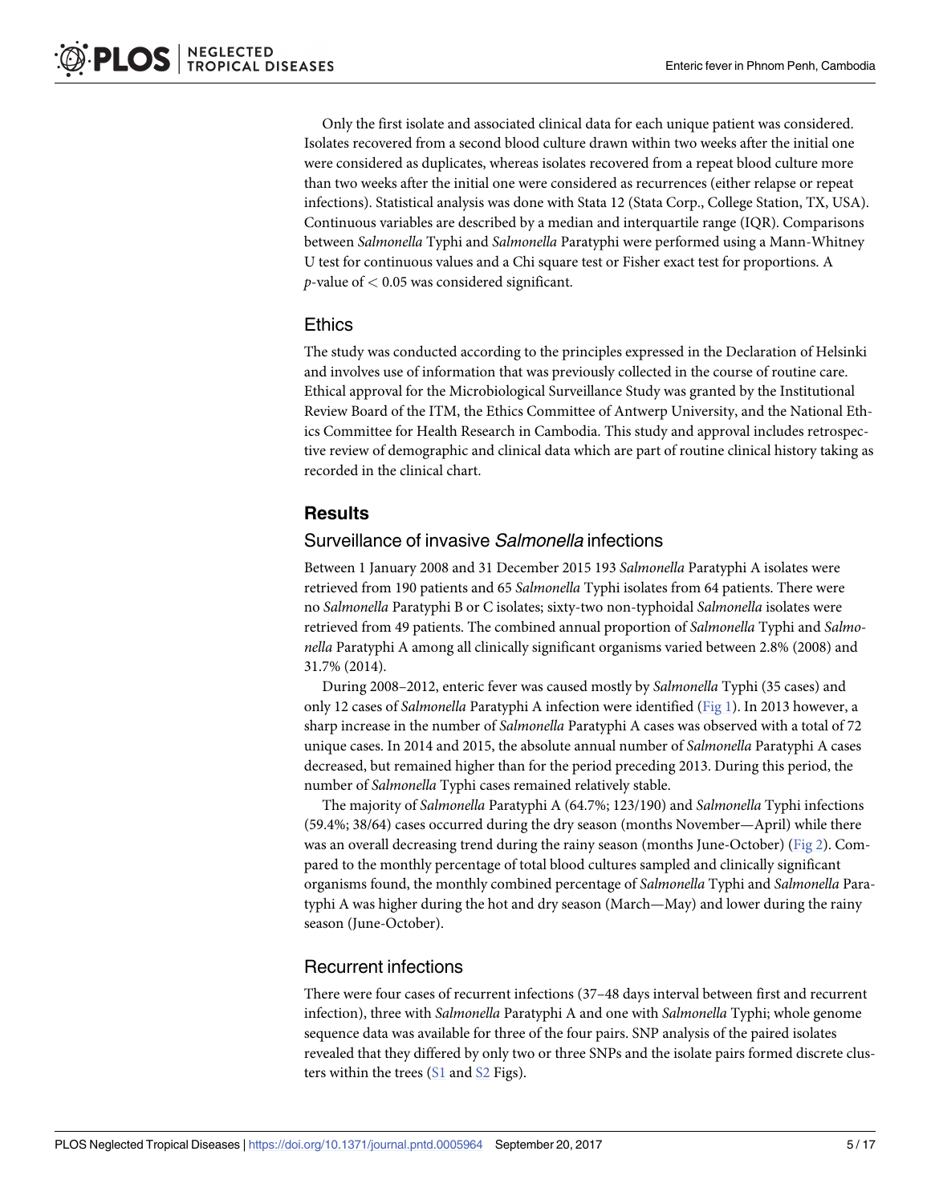Only the first isolate and associated clinical data for each unique patient was considered. Isolates recovered from a second blood culture drawn within two weeks after the initial one were considered as duplicates, whereas isolates recovered from a repeat blood culture more than two weeks after the initial one were considered as recurrences (either relapse or repeat infections). Statistical analysis was done with Stata 12 (Stata Corp., College Station, TX, USA). Continuous variables are described by a median and interquartile range (IQR). Comparisons between *Salmonella* Typhi and *Salmonella* Paratyphi were performed using a Mann-Whitney U test for continuous values and a Chi square test or Fisher exact test for proportions. A *p*-value of $< 0.05$ was considered significant.

## Ethics

The study was conducted according to the principles expressed in the Declaration of Helsinki and involves use of information that was previously collected in the course of routine care. Ethical approval for the Microbiological Surveillance Study was granted by the Institutional Review Board of the ITM, the Ethics Committee of Antwerp University, and the National Ethics Committee for Health Research in Cambodia. This study and approval includes retrospective review of demographic and clinical data which are part of routine clinical history taking as recorded in the clinical chart.

# Results

## Surveillance of invasive *Salmonella* infections

Between 1 January 2008 and 31 December 2015 193 *Salmonella* Paratyphi A isolates were retrieved from 190 patients and 65 *Salmonella* Typhi isolates from 64 patients. There were no *Salmonella* Paratyphi B or C isolates; sixty-two non-typhoidal *Salmonella* isolates were retrieved from 49 patients. The combined annual proportion of *Salmonella* Typhi and *Salmonella* Paratyphi A among all clinically significant organisms varied between 2.8% (2008) and 31.7% (2014).

During 2008–2012, enteric fever was caused mostly by *Salmonella* Typhi (35 cases) and only 12 cases of *Salmonella* Paratyphi A infection were identified (Fig 1). In 2013 however, a sharp increase in the number of *Salmonella* Paratyphi A cases was observed with a total of 72 unique cases. In 2014 and 2015, the absolute annual number of *Salmonella* Paratyphi A cases decreased, but remained higher than for the period preceding 2013. During this period, the number of *Salmonella* Typhi cases remained relatively stable.

The majority of *Salmonella* Paratyphi A (64.7%; 123/190) and *Salmonella* Typhi infections (59.4%; 38/64) cases occurred during the dry season (months November—April) while there was an overall decreasing trend during the rainy season (months June-October) (Fig 2). Compared to the monthly percentage of total blood cultures sampled and clinically significant organisms found, the monthly combined percentage of *Salmonella* Typhi and *Salmonella* Paratyphi A was higher during the hot and dry season (March—May) and lower during the rainy season (June-October).

## Recurrent infections

There were four cases of recurrent infections (37–48 days interval between first and recurrent infection), three with *Salmonella* Paratyphi A and one with *Salmonella* Typhi; whole genome sequence data was available for three of the four pairs. SNP analysis of the paired isolates revealed that they differed by only two or three SNPs and the isolate pairs formed discrete clusters within the trees (S1 and S2 Figs).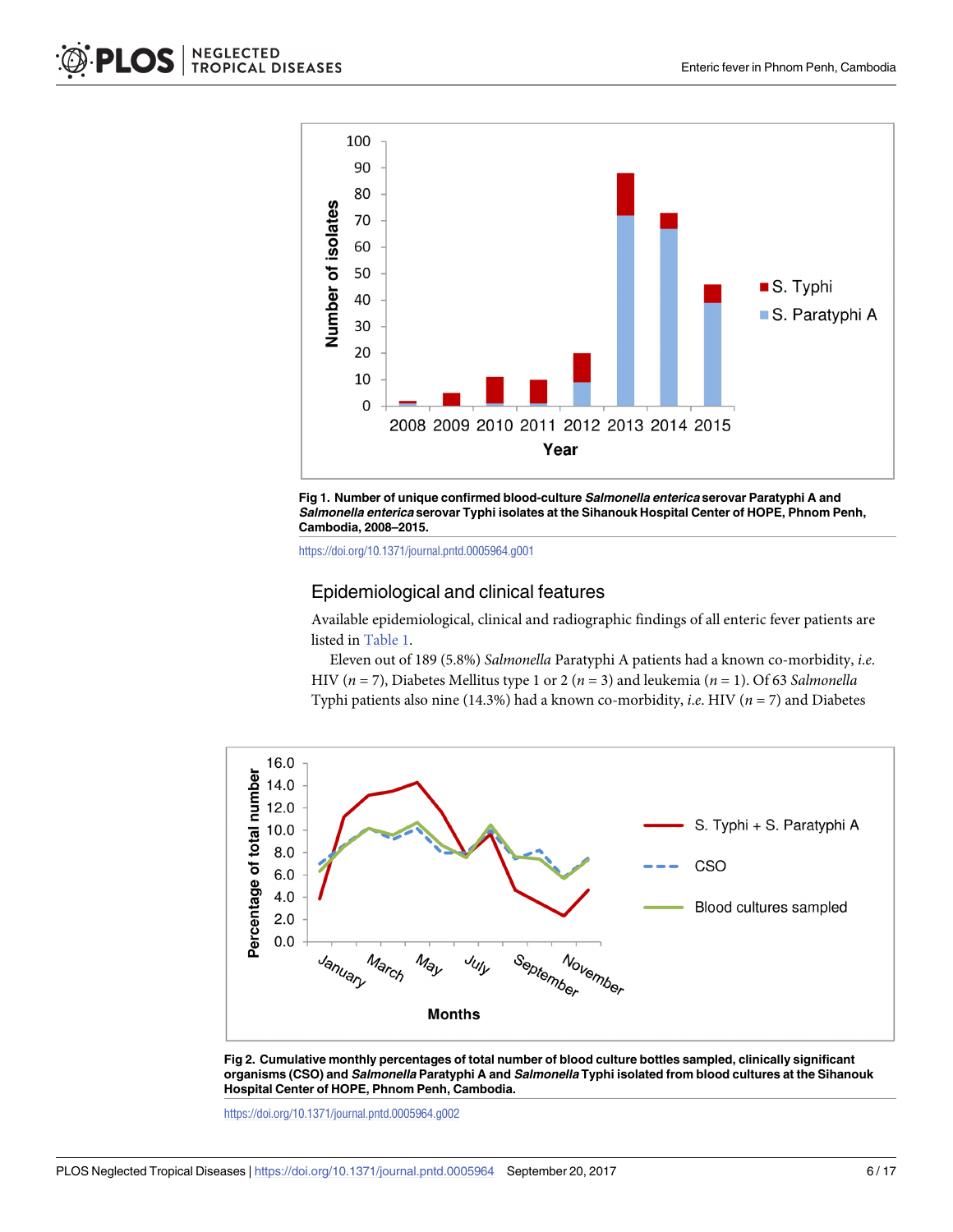Fig 1. Number of unique confirmed blood-culture *Salmonella enterica* serovar Paratyphi A and *Salmonella enterica* serovar Typhi isolates at the Sihanouk Hospital Center of HOPE, Phnom Penh, Cambodia, 2008–2015.

https://doi.org/10.1371/journal.pntd.0005964.g001

## Epidemiological and clinical features

Available epidemiological, clinical and radiographic findings of all enteric fever patients are listed in Table 1.

Eleven out of 189 (5.8%) *Salmonella* Paratyphi A patients had a known co-morbidity, *i.e.* HIV ($n = 7$), Diabetes Mellitus type 1 or 2 ($n = 3$) and leukemia ($n = 1$). Of 63 *Salmonella* Typhi patients also nine (14.3%) had a known co-morbidity, *i.e.* HIV ($n = 7$) and Diabetes

Fig 2. Cumulative monthly percentages of total number of blood culture bottles sampled, clinically significant organisms (CSO) and *Salmonella* Paratyphi A and *Salmonella* Typhi isolated from blood cultures at the Sihanouk Hospital Center of HOPE, Phnom Penh, Cambodia.

https://doi.org/10.1371/journal.pntd.0005964.g002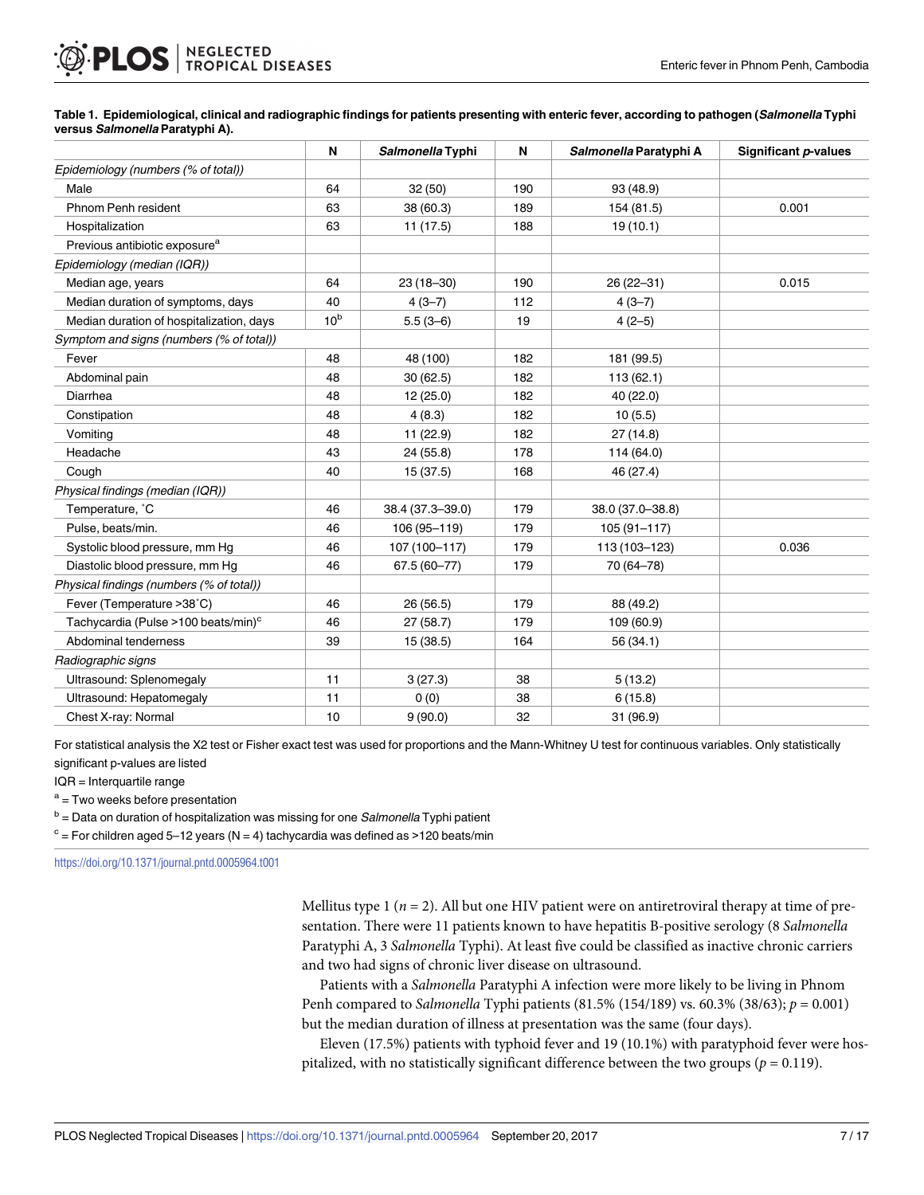**Table 1. Epidemiological, clinical and radiographic findings for patients presenting with enteric fever, according to pathogen (*Salmonella* Typhi versus *Salmonella* Paratyphi A).**

| | N | *Salmonella* Typhi | N | *Salmonella* Paratyphi A | Significant *p*-values |
|---|---|---|---|---|---|
| *Epidemiology (numbers (% of total))* | | | | | |
| Male | 64 | 32 (50) | 190 | 93 (48.9) | |
| Phnom Penh resident | 63 | 38 (60.3) | 189 | 154 (81.5) | 0.001 |
| Hospitalization | 63 | 11 (17.5) | 188 | 19 (10.1) | |
| Previous antibiotic exposure[a] | | | | | |
| *Epidemiology (median (IQR))* | | | | | |
| Median age, years | 64 | 23 (18–30) | 190 | 26 (22–31) | 0.015 |
| Median duration of symptoms, days | 40 | 4 (3–7) | 112 | 4 (3–7) | |
| Median duration of hospitalization, days | 10[b] | 5.5 (3–6) | 19 | 4 (2–5) | |
| *Symptom and signs (numbers (% of total))* | | | | | |
| Fever | 48 | 48 (100) | 182 | 181 (99.5) | |
| Abdominal pain | 48 | 30 (62.5) | 182 | 113 (62.1) | |
| Diarrhea | 48 | 12 (25.0) | 182 | 40 (22.0) | |
| Constipation | 48 | 4 (8.3) | 182 | 10 (5.5) | |
| Vomiting | 48 | 11 (22.9) | 182 | 27 (14.8) | |
| Headache | 43 | 24 (55.8) | 178 | 114 (64.0) | |
| Cough | 40 | 15 (37.5) | 168 | 46 (27.4) | |
| *Physical findings (median (IQR))* | | | | | |
| Temperature, ˚C | 46 | 38.4 (37.3–39.0) | 179 | 38.0 (37.0–38.8) | |
| Pulse, beats/min. | 46 | 106 (95–119) | 179 | 105 (91–117) | |
| Systolic blood pressure, mm Hg | 46 | 107 (100–117) | 179 | 113 (103–123) | 0.036 |
| Diastolic blood pressure, mm Hg | 46 | 67.5 (60–77) | 179 | 70 (64–78) | |
| *Physical findings (numbers (% of total))* | | | | | |
| Fever (Temperature >38˚C) | 46 | 26 (56.5) | 179 | 88 (49.2) | |
| Tachycardia (Pulse >100 beats/min)[c] | 46 | 27 (58.7) | 179 | 109 (60.9) | |
| Abdominal tenderness | 39 | 15 (38.5) | 164 | 56 (34.1) | |
| *Radiographic signs* | | | | | |
| Ultrasound: Splenomegaly | 11 | 3 (27.3) | 38 | 5 (13.2) | |
| Ultrasound: Hepatomegaly | 11 | 0 (0) | 38 | 6 (15.8) | |
| Chest X-ray: Normal | 10 | 9 (90.0) | 32 | 31 (96.9) | |

For statistical analysis the X2 test or Fisher exact test was used for proportions and the Mann-Whitney U test for continuous variables. Only statistically significant p-values are listed

IQR = Interquartile range

[a] = Two weeks before presentation

[b] = Data on duration of hospitalization was missing for one *Salmonella* Typhi patient

[c] = For children aged 5–12 years (N = 4) tachycardia was defined as >120 beats/min

https://doi.org/10.1371/journal.pntd.0005964.t001

Mellitus type 1 ($n = 2$). All but one HIV patient were on antiretroviral therapy at time of presentation. There were 11 patients known to have hepatitis B-positive serology (8 *Salmonella* Paratyphi A, 3 *Salmonella* Typhi). At least five could be classified as inactive chronic carriers and two had signs of chronic liver disease on ultrasound.

Patients with a *Salmonella* Paratyphi A infection were more likely to be living in Phnom Penh compared to *Salmonella* Typhi patients (81.5% (154/189) vs. 60.3% (38/63); $p = 0.001$) but the median duration of illness at presentation was the same (four days).

Eleven (17.5%) patients with typhoid fever and 19 (10.1%) with paratyphoid fever were hospitalized, with no statistically significant difference between the two groups ($p = 0.119$).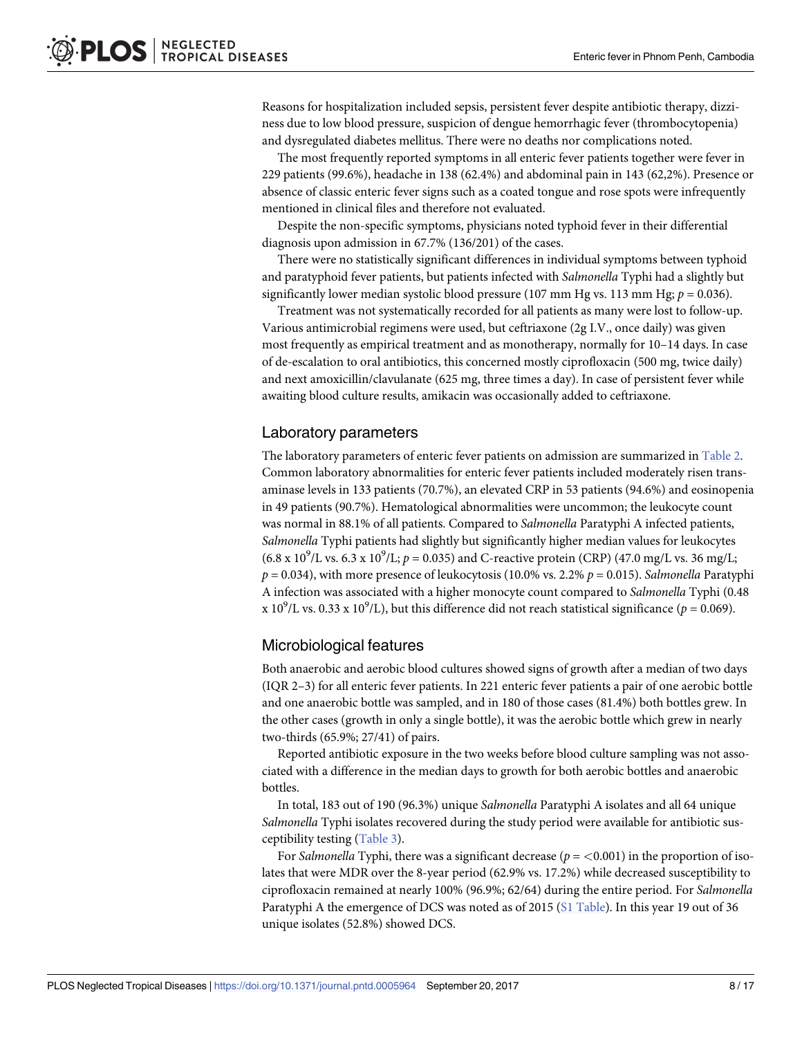Reasons for hospitalization included sepsis, persistent fever despite antibiotic therapy, dizziness due to low blood pressure, suspicion of dengue hemorrhagic fever (thrombocytopenia) and dysregulated diabetes mellitus. There were no deaths nor complications noted.

The most frequently reported symptoms in all enteric fever patients together were fever in 229 patients (99.6%), headache in 138 (62.4%) and abdominal pain in 143 (62,2%). Presence or absence of classic enteric fever signs such as a coated tongue and rose spots were infrequently mentioned in clinical files and therefore not evaluated.

Despite the non-specific symptoms, physicians noted typhoid fever in their differential diagnosis upon admission in 67.7% (136/201) of the cases.

There were no statistically significant differences in individual symptoms between typhoid and paratyphoid fever patients, but patients infected with *Salmonella* Typhi had a slightly but significantly lower median systolic blood pressure (107 mm Hg vs. 113 mm Hg; $p = 0.036$).

Treatment was not systematically recorded for all patients as many were lost to follow-up. Various antimicrobial regimens were used, but ceftriaxone (2g I.V., once daily) was given most frequently as empirical treatment and as monotherapy, normally for 10–14 days. In case of de-escalation to oral antibiotics, this concerned mostly ciprofloxacin (500 mg, twice daily) and next amoxicillin/clavulanate (625 mg, three times a day). In case of persistent fever while awaiting blood culture results, amikacin was occasionally added to ceftriaxone.

## Laboratory parameters

The laboratory parameters of enteric fever patients on admission are summarized in Table 2. Common laboratory abnormalities for enteric fever patients included moderately risen transaminase levels in 133 patients (70.7%), an elevated CRP in 53 patients (94.6%) and eosinopenia in 49 patients (90.7%). Hematological abnormalities were uncommon; the leukocyte count was normal in 88.1% of all patients. Compared to *Salmonella* Paratyphi A infected patients, *Salmonella* Typhi patients had slightly but significantly higher median values for leukocytes ($6.8 \times 10^9$/L vs. $6.3 \times 10^9$/L; $p = 0.035$) and C-reactive protein (CRP) (47.0 mg/L vs. 36 mg/L; $p = 0.034$), with more presence of leukocytosis (10.0% vs. 2.2% $p = 0.015$). *Salmonella* Paratyphi A infection was associated with a higher monocyte count compared to *Salmonella* Typhi (0.48 $\times 10^9$/L vs. 0.33 $\times 10^9$/L), but this difference did not reach statistical significance ($p = 0.069$).

## Microbiological features

Both anaerobic and aerobic blood cultures showed signs of growth after a median of two days (IQR 2–3) for all enteric fever patients. In 221 enteric fever patients a pair of one aerobic bottle and one anaerobic bottle was sampled, and in 180 of those cases (81.4%) both bottles grew. In the other cases (growth in only a single bottle), it was the aerobic bottle which grew in nearly two-thirds (65.9%; 27/41) of pairs.

Reported antibiotic exposure in the two weeks before blood culture sampling was not associated with a difference in the median days to growth for both aerobic bottles and anaerobic bottles.

In total, 183 out of 190 (96.3%) unique *Salmonella* Paratyphi A isolates and all 64 unique *Salmonella* Typhi isolates recovered during the study period were available for antibiotic susceptibility testing (Table 3).

For *Salmonella* Typhi, there was a significant decrease ($p = <0.001$) in the proportion of isolates that were MDR over the 8-year period (62.9% vs. 17.2%) while decreased susceptibility to ciprofloxacin remained at nearly 100% (96.9%; 62/64) during the entire period. For *Salmonella* Paratyphi A the emergence of DCS was noted as of 2015 (S1 Table). In this year 19 out of 36 unique isolates (52.8%) showed DCS.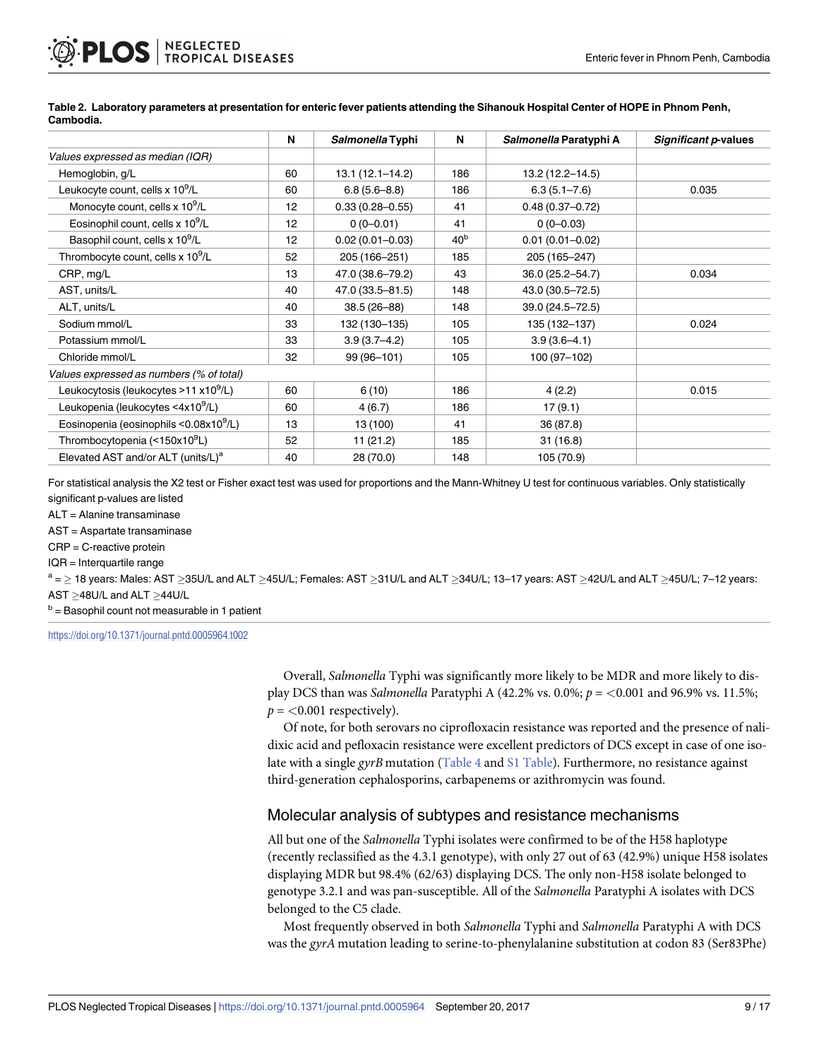**Table 2. Laboratory parameters at presentation for enteric fever patients attending the Sihanouk Hospital Center of HOPE in Phnom Penh, Cambodia.**

| | N | *Salmonella* Typhi | N | *Salmonella* Paratyphi A | *Significant p*-values |
|---|---|---|---|---|---|
| *Values expressed as median (IQR)* | | | | | |
| Hemoglobin, g/L | 60 | 13.1 (12.1–14.2) | 186 | 13.2 (12.2–14.5) | |
| Leukocyte count, cells x $10^9$/L | 60 | 6.8 (5.6–8.8) | 186 | 6.3 (5.1–7.6) | 0.035 |
| Monocyte count, cells x $10^9$/L | 12 | 0.33 (0.28–0.55) | 41 | 0.48 (0.37–0.72) | |
| Eosinophil count, cells x $10^9$/L | 12 | 0 (0–0.01) | 41 | 0 (0–0.03) | |
| Basophil count, cells x $10^9$/L | 12 | 0.02 (0.01–0.03) | 40[b] | 0.01 (0.01–0.02) | |
| Thrombocyte count, cells x $10^9$/L | 52 | 205 (166–251) | 185 | 205 (165–247) | |
| CRP, mg/L | 13 | 47.0 (38.6–79.2) | 43 | 36.0 (25.2–54.7) | 0.034 |
| AST, units/L | 40 | 47.0 (33.5–81.5) | 148 | 43.0 (30.5–72.5) | |
| ALT, units/L | 40 | 38.5 (26–88) | 148 | 39.0 (24.5–72.5) | |
| Sodium mmol/L | 33 | 132 (130–135) | 105 | 135 (132–137) | 0.024 |
| Potassium mmol/L | 33 | 3.9 (3.7–4.2) | 105 | 3.9 (3.6–4.1) | |
| Chloride mmol/L | 32 | 99 (96–101) | 105 | 100 (97–102) | |
| *Values expressed as numbers (% of total)* | | | | | |
| Leukocytosis (leukocytes >11 x$10^9$/L) | 60 | 6 (10) | 186 | 4 (2.2) | 0.015 |
| Leukopenia (leukocytes <4x$10^9$/L) | 60 | 4 (6.7) | 186 | 17 (9.1) | |
| Eosinopenia (eosinophils <0.08x$10^9$/L) | 13 | 13 (100) | 41 | 36 (87.8) | |
| Thrombocytopenia (<150x$10^9$L) | 52 | 11 (21.2) | 185 | 31 (16.8) | |
| Elevated AST and/or ALT (units/L)[a] | 40 | 28 (70.0) | 148 | 105 (70.9) | |

For statistical analysis the X2 test or Fisher exact test was used for proportions and the Mann-Whitney U test for continuous variables. Only statistically significant p-values are listed

ALT = Alanine transaminase

AST = Aspartate transaminase

CRP = C-reactive protein

IQR = Interquartile range

[a] = ≥ 18 years: Males: AST ≥35U/L and ALT ≥45U/L; Females: AST ≥31U/L and ALT ≥34U/L; 13–17 years: AST ≥42U/L and ALT ≥45U/L; 7–12 years: AST ≥48U/L and ALT ≥44U/L

[b] = Basophil count not measurable in 1 patient

https://doi.org/10.1371/journal.pntd.0005964.t002

Overall, *Salmonella* Typhi was significantly more likely to be MDR and more likely to display DCS than was *Salmonella* Paratyphi A (42.2% vs. 0.0%; $p = <0.001$ and 96.9% vs. 11.5%; $p = <0.001$ respectively).

Of note, for both serovars no ciprofloxacin resistance was reported and the presence of nalidixic acid and pefloxacin resistance were excellent predictors of DCS except in case of one isolate with a single *gyrB* mutation (Table 4 and S1 Table). Furthermore, no resistance against third-generation cephalosporins, carbapenems or azithromycin was found.

## Molecular analysis of subtypes and resistance mechanisms

All but one of the *Salmonella* Typhi isolates were confirmed to be of the H58 haplotype (recently reclassified as the 4.3.1 genotype), with only 27 out of 63 (42.9%) unique H58 isolates displaying MDR but 98.4% (62/63) displaying DCS. The only non-H58 isolate belonged to genotype 3.2.1 and was pan-susceptible. All of the *Salmonella* Paratyphi A isolates with DCS belonged to the C5 clade.

Most frequently observed in both *Salmonella* Typhi and *Salmonella* Paratyphi A with DCS was the *gyrA* mutation leading to serine-to-phenylalanine substitution at codon 83 (Ser83Phe)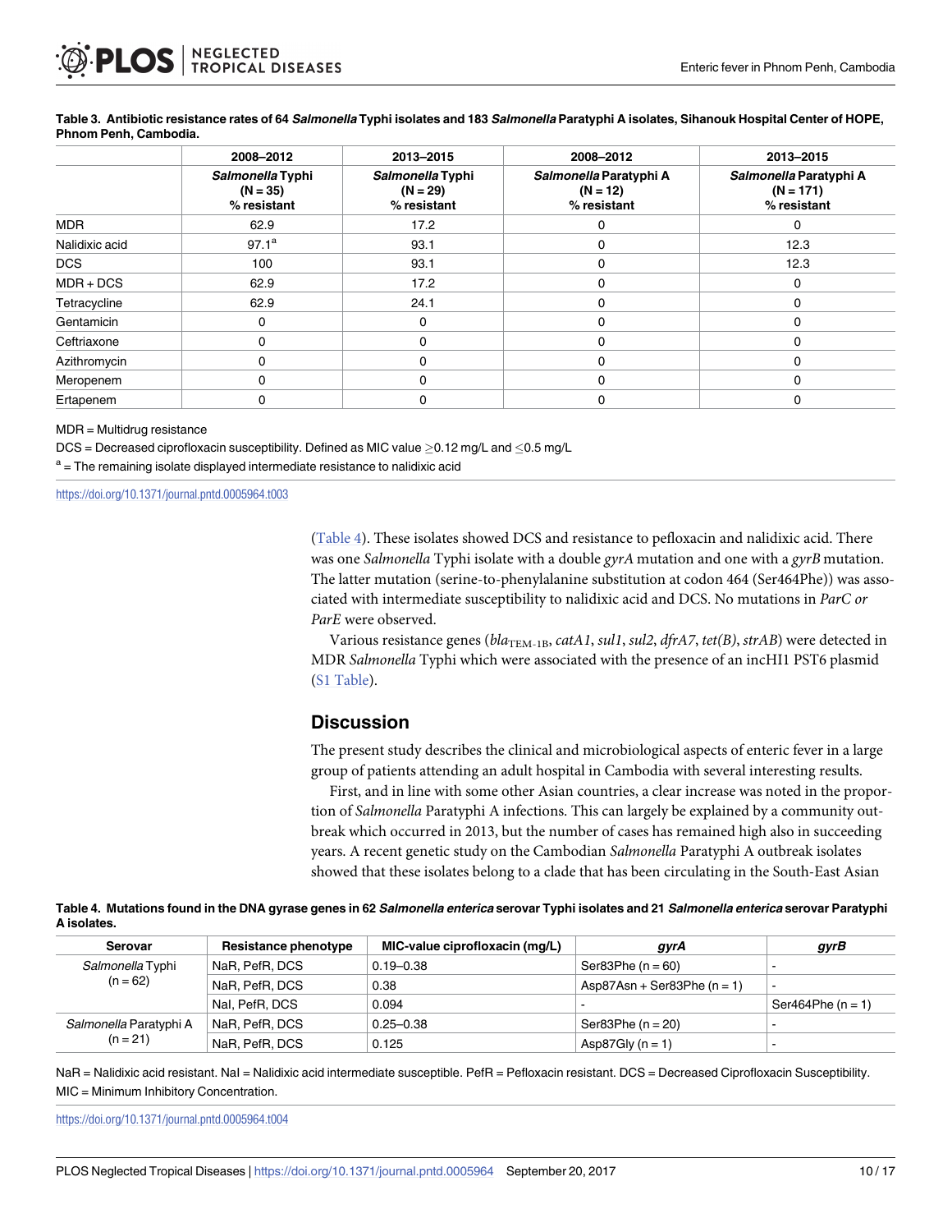**Table 3. Antibiotic resistance rates of 64 *Salmonella* Typhi isolates and 183 *Salmonella* Paratyphi A isolates, Sihanouk Hospital Center of HOPE, Phnom Penh, Cambodia.**

| | 2008–2012 | 2013–2015 | 2008–2012 | 2013–2015 |
|---|---|---|---|---|
| | *Salmonella* Typhi (N = 35) % resistant | *Salmonella* Typhi (N = 29) % resistant | *Salmonella* Paratyphi A (N = 12) % resistant | *Salmonella* Paratyphi A (N = 171) % resistant |
| MDR | 62.9 | 17.2 | 0 | 0 |
| Nalidixic acid | 97.1[a] | 93.1 | 0 | 12.3 |
| DCS | 100 | 93.1 | 0 | 12.3 |
| MDR + DCS | 62.9 | 17.2 | 0 | 0 |
| Tetracycline | 62.9 | 24.1 | 0 | 0 |
| Gentamicin | 0 | 0 | 0 | 0 |
| Ceftriaxone | 0 | 0 | 0 | 0 |
| Azithromycin | 0 | 0 | 0 | 0 |
| Meropenem | 0 | 0 | 0 | 0 |
| Ertapenem | 0 | 0 | 0 | 0 |

MDR = Multidrug resistance

DCS = Decreased ciprofloxacin susceptibility. Defined as MIC value ≥0.12 mg/L and ≤0.5 mg/L

[a] = The remaining isolate displayed intermediate resistance to nalidixic acid

https://doi.org/10.1371/journal.pntd.0005964.t003

(Table 4). These isolates showed DCS and resistance to pefloxacin and nalidixic acid. There was one *Salmonella* Typhi isolate with a double *gyrA* mutation and one with a *gyrB* mutation. The latter mutation (serine-to-phenylalanine substitution at codon 464 (Ser464Phe)) was associated with intermediate susceptibility to nalidixic acid and DCS. No mutations in *ParC or ParE* were observed.

Various resistance genes ($bla_{TEM-1B}$, *catA1*, *sul1*, *sul2*, *dfrA7*, *tet(B)*, *strAB*) were detected in MDR *Salmonella* Typhi which were associated with the presence of an incHI1 PST6 plasmid (S1 Table).

## Discussion

The present study describes the clinical and microbiological aspects of enteric fever in a large group of patients attending an adult hospital in Cambodia with several interesting results.

First, and in line with some other Asian countries, a clear increase was noted in the proportion of *Salmonella* Paratyphi A infections. This can largely be explained by a community outbreak which occurred in 2013, but the number of cases has remained high also in succeeding years. A recent genetic study on the Cambodian *Salmonella* Paratyphi A outbreak isolates showed that these isolates belong to a clade that has been circulating in the South-East Asian

**Table 4. Mutations found in the DNA gyrase genes in 62 *Salmonella enterica* serovar Typhi isolates and 21 *Salmonella enterica* serovar Paratyphi A isolates.**

| Serovar | Resistance phenotype | MIC-value ciprofloxacin (mg/L) | *gyrA* | *gyrB* |
|---|---|---|---|---|
| *Salmonella* Typhi (n = 62) | NaR, PefR, DCS | 0.19–0.38 | Ser83Phe (n = 60) | - |
| | NaR, PefR, DCS | 0.38 | Asp87Asn + Ser83Phe (n = 1) | - |
| | NaI, PefR, DCS | 0.094 | - | Ser464Phe (n = 1) |
| *Salmonella* Paratyphi A (n = 21) | NaR, PefR, DCS | 0.25–0.38 | Ser83Phe (n = 20) | - |
| | NaR, PefR, DCS | 0.125 | Asp87Gly (n = 1) | - |

NaR = Nalidixic acid resistant. NaI = Nalidixic acid intermediate susceptible. PefR = Pefloxacin resistant. DCS = Decreased Ciprofloxacin Susceptibility. MIC = Minimum Inhibitory Concentration.

https://doi.org/10.1371/journal.pntd.0005964.t004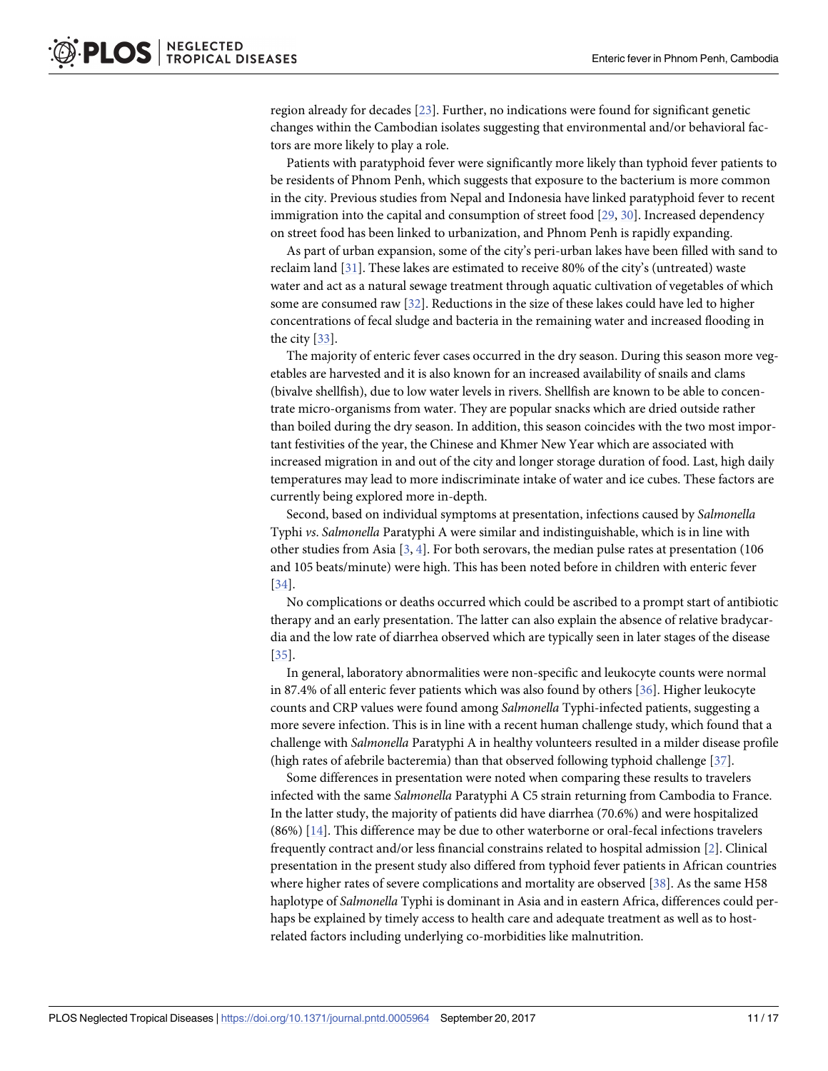region already for decades [23]. Further, no indications were found for significant genetic changes within the Cambodian isolates suggesting that environmental and/or behavioral factors are more likely to play a role.

Patients with paratyphoid fever were significantly more likely than typhoid fever patients to be residents of Phnom Penh, which suggests that exposure to the bacterium is more common in the city. Previous studies from Nepal and Indonesia have linked paratyphoid fever to recent immigration into the capital and consumption of street food [29, 30]. Increased dependency on street food has been linked to urbanization, and Phnom Penh is rapidly expanding.

As part of urban expansion, some of the city's peri-urban lakes have been filled with sand to reclaim land [31]. These lakes are estimated to receive 80% of the city's (untreated) waste water and act as a natural sewage treatment through aquatic cultivation of vegetables of which some are consumed raw [32]. Reductions in the size of these lakes could have led to higher concentrations of fecal sludge and bacteria in the remaining water and increased flooding in the city [33].

The majority of enteric fever cases occurred in the dry season. During this season more vegetables are harvested and it is also known for an increased availability of snails and clams (bivalve shellfish), due to low water levels in rivers. Shellfish are known to be able to concentrate micro-organisms from water. They are popular snacks which are dried outside rather than boiled during the dry season. In addition, this season coincides with the two most important festivities of the year, the Chinese and Khmer New Year which are associated with increased migration in and out of the city and longer storage duration of food. Last, high daily temperatures may lead to more indiscriminate intake of water and ice cubes. These factors are currently being explored more in-depth.

Second, based on individual symptoms at presentation, infections caused by *Salmonella* Typhi *vs*. *Salmonella* Paratyphi A were similar and indistinguishable, which is in line with other studies from Asia [3, 4]. For both serovars, the median pulse rates at presentation (106 and 105 beats/minute) were high. This has been noted before in children with enteric fever [34].

No complications or deaths occurred which could be ascribed to a prompt start of antibiotic therapy and an early presentation. The latter can also explain the absence of relative bradycardia and the low rate of diarrhea observed which are typically seen in later stages of the disease [35].

In general, laboratory abnormalities were non-specific and leukocyte counts were normal in 87.4% of all enteric fever patients which was also found by others [36]. Higher leukocyte counts and CRP values were found among *Salmonella* Typhi-infected patients, suggesting a more severe infection. This is in line with a recent human challenge study, which found that a challenge with *Salmonella* Paratyphi A in healthy volunteers resulted in a milder disease profile (high rates of afebrile bacteremia) than that observed following typhoid challenge [37].

Some differences in presentation were noted when comparing these results to travelers infected with the same *Salmonella* Paratyphi A C5 strain returning from Cambodia to France. In the latter study, the majority of patients did have diarrhea (70.6%) and were hospitalized (86%) [14]. This difference may be due to other waterborne or oral-fecal infections travelers frequently contract and/or less financial constrains related to hospital admission [2]. Clinical presentation in the present study also differed from typhoid fever patients in African countries where higher rates of severe complications and mortality are observed [38]. As the same H58 haplotype of *Salmonella* Typhi is dominant in Asia and in eastern Africa, differences could perhaps be explained by timely access to health care and adequate treatment as well as to host-related factors including underlying co-morbidities like malnutrition.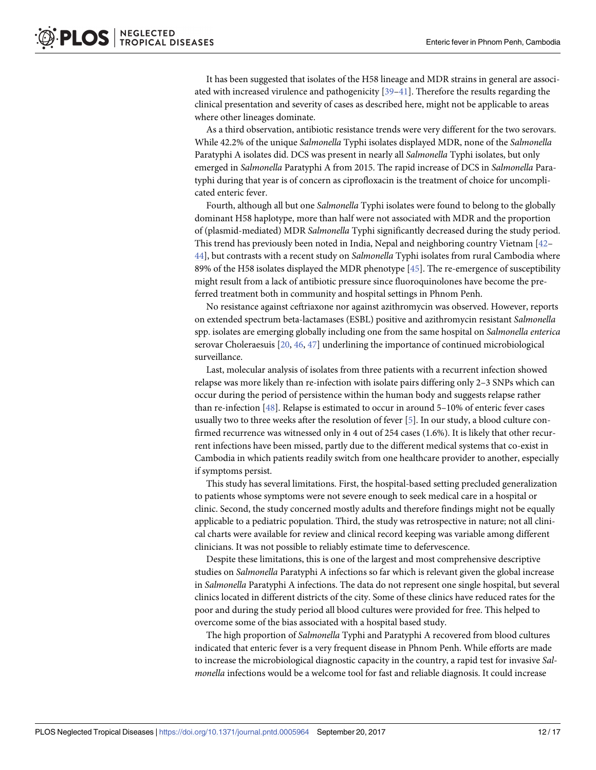It has been suggested that isolates of the H58 lineage and MDR strains in general are associated with increased virulence and pathogenicity [39–41]. Therefore the results regarding the clinical presentation and severity of cases as described here, might not be applicable to areas where other lineages dominate.

As a third observation, antibiotic resistance trends were very different for the two serovars. While 42.2% of the unique *Salmonella* Typhi isolates displayed MDR, none of the *Salmonella* Paratyphi A isolates did. DCS was present in nearly all *Salmonella* Typhi isolates, but only emerged in *Salmonella* Paratyphi A from 2015. The rapid increase of DCS in *Salmonella* Paratyphi during that year is of concern as ciprofloxacin is the treatment of choice for uncomplicated enteric fever.

Fourth, although all but one *Salmonella* Typhi isolates were found to belong to the globally dominant H58 haplotype, more than half were not associated with MDR and the proportion of (plasmid-mediated) MDR *Salmonella* Typhi significantly decreased during the study period. This trend has previously been noted in India, Nepal and neighboring country Vietnam [42–44], but contrasts with a recent study on *Salmonella* Typhi isolates from rural Cambodia where 89% of the H58 isolates displayed the MDR phenotype [45]. The re-emergence of susceptibility might result from a lack of antibiotic pressure since fluoroquinolones have become the preferred treatment both in community and hospital settings in Phnom Penh.

No resistance against ceftriaxone nor against azithromycin was observed. However, reports on extended spectrum beta-lactamases (ESBL) positive and azithromycin resistant *Salmonella* spp. isolates are emerging globally including one from the same hospital on *Salmonella enterica* serovar Choleraesuis [20, 46, 47] underlining the importance of continued microbiological surveillance.

Last, molecular analysis of isolates from three patients with a recurrent infection showed relapse was more likely than re-infection with isolate pairs differing only 2–3 SNPs which can occur during the period of persistence within the human body and suggests relapse rather than re-infection [48]. Relapse is estimated to occur in around 5–10% of enteric fever cases usually two to three weeks after the resolution of fever [5]. In our study, a blood culture confirmed recurrence was witnessed only in 4 out of 254 cases (1.6%). It is likely that other recurrent infections have been missed, partly due to the different medical systems that co-exist in Cambodia in which patients readily switch from one healthcare provider to another, especially if symptoms persist.

This study has several limitations. First, the hospital-based setting precluded generalization to patients whose symptoms were not severe enough to seek medical care in a hospital or clinic. Second, the study concerned mostly adults and therefore findings might not be equally applicable to a pediatric population. Third, the study was retrospective in nature; not all clinical charts were available for review and clinical record keeping was variable among different clinicians. It was not possible to reliably estimate time to defervescence.

Despite these limitations, this is one of the largest and most comprehensive descriptive studies on *Salmonella* Paratyphi A infections so far which is relevant given the global increase in *Salmonella* Paratyphi A infections. The data do not represent one single hospital, but several clinics located in different districts of the city. Some of these clinics have reduced rates for the poor and during the study period all blood cultures were provided for free. This helped to overcome some of the bias associated with a hospital based study.

The high proportion of *Salmonella* Typhi and Paratyphi A recovered from blood cultures indicated that enteric fever is a very frequent disease in Phnom Penh. While efforts are made to increase the microbiological diagnostic capacity in the country, a rapid test for invasive *Salmonella* infections would be a welcome tool for fast and reliable diagnosis. It could increase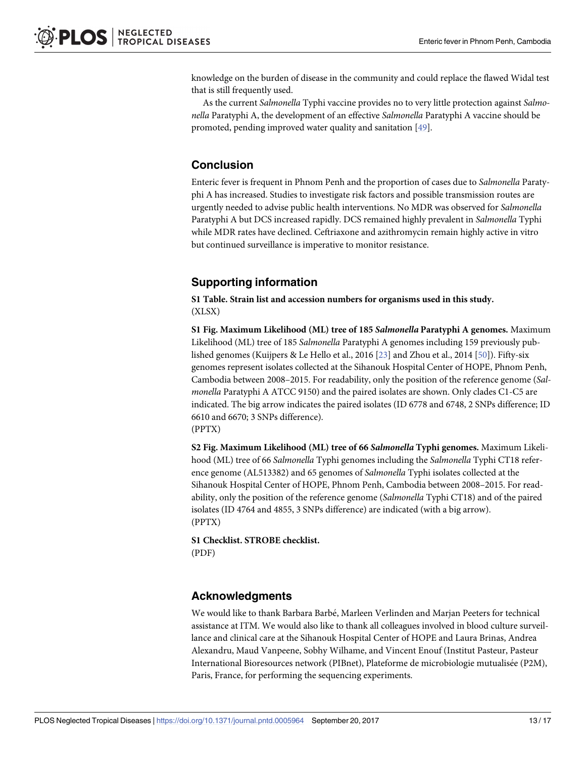knowledge on the burden of disease in the community and could replace the flawed Widal test that is still frequently used.

As the current *Salmonella* Typhi vaccine provides no to very little protection against *Salmonella* Paratyphi A, the development of an effective *Salmonella* Paratyphi A vaccine should be promoted, pending improved water quality and sanitation [49].

## Conclusion

Enteric fever is frequent in Phnom Penh and the proportion of cases due to *Salmonella* Paratyphi A has increased. Studies to investigate risk factors and possible transmission routes are urgently needed to advise public health interventions. No MDR was observed for *Salmonella* Paratyphi A but DCS increased rapidly. DCS remained highly prevalent in *Salmonella* Typhi while MDR rates have declined. Ceftriaxone and azithromycin remain highly active in vitro but continued surveillance is imperative to monitor resistance.

## Supporting information

**S1 Table. Strain list and accession numbers for organisms used in this study.**
(XLSX)

**S1 Fig. Maximum Likelihood (ML) tree of 185 *Salmonella* Paratyphi A genomes.** Maximum Likelihood (ML) tree of 185 *Salmonella* Paratyphi A genomes including 159 previously published genomes (Kuijpers & Le Hello et al., 2016 [23] and Zhou et al., 2014 [50]). Fifty-six genomes represent isolates collected at the Sihanouk Hospital Center of HOPE, Phnom Penh, Cambodia between 2008–2015. For readability, only the position of the reference genome (*Salmonella* Paratyphi A ATCC 9150) and the paired isolates are shown. Only clades C1-C5 are indicated. The big arrow indicates the paired isolates (ID 6778 and 6748, 2 SNPs difference; ID 6610 and 6670; 3 SNPs difference).
(PPTX)

**S2 Fig. Maximum Likelihood (ML) tree of 66 *Salmonella* Typhi genomes.** Maximum Likelihood (ML) tree of 66 *Salmonella* Typhi genomes including the *Salmonella* Typhi CT18 reference genome (AL513382) and 65 genomes of *Salmonella* Typhi isolates collected at the Sihanouk Hospital Center of HOPE, Phnom Penh, Cambodia between 2008–2015. For readability, only the position of the reference genome (*Salmonella* Typhi CT18) and of the paired isolates (ID 4764 and 4855, 3 SNPs difference) are indicated (with a big arrow).
(PPTX)

**S1 Checklist. STROBE checklist.**
(PDF)

## Acknowledgments

We would like to thank Barbara Barbé, Marleen Verlinden and Marjan Peeters for technical assistance at ITM. We would also like to thank all colleagues involved in blood culture surveillance and clinical care at the Sihanouk Hospital Center of HOPE and Laura Brinas, Andrea Alexandru, Maud Vanpeene, Sobhy Wilhame, and Vincent Enouf (Institut Pasteur, Pasteur International Bioresources network (PIBnet), Plateforme de microbiologie mutualisée (P2M), Paris, France, for performing the sequencing experiments.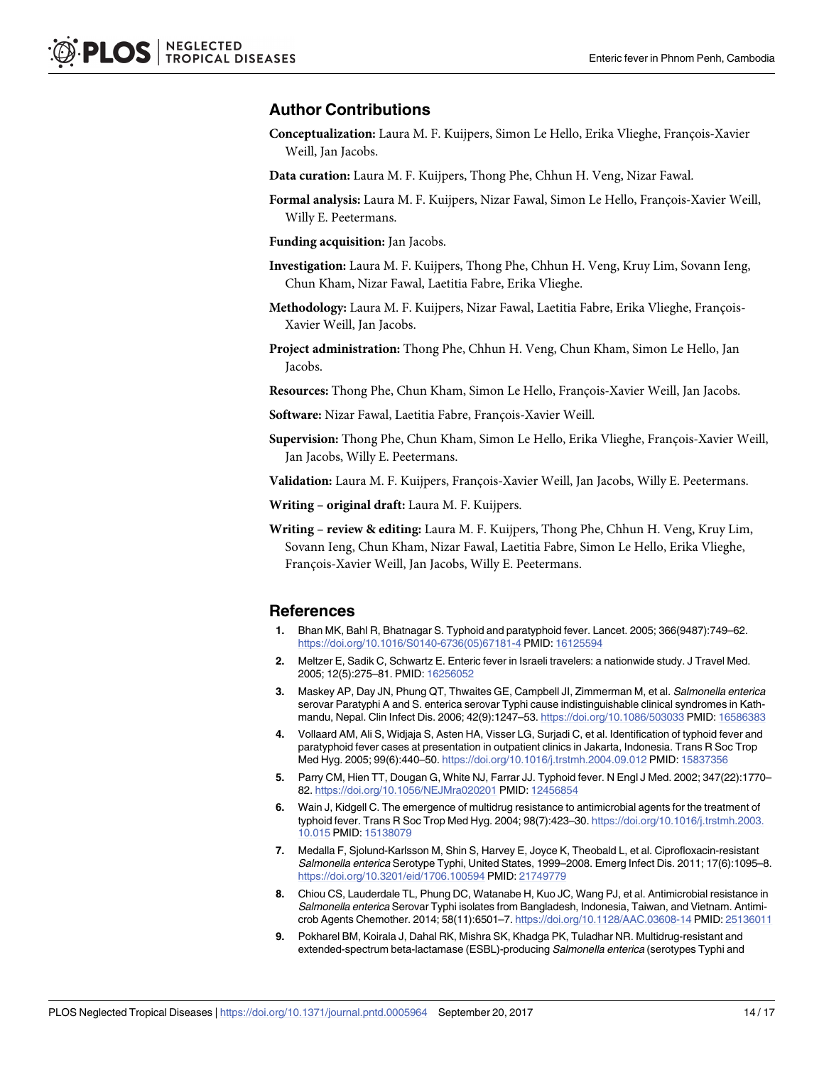## Author Contributions

**Conceptualization:** Laura M. F. Kuijpers, Simon Le Hello, Erika Vlieghe, François-Xavier Weill, Jan Jacobs.

**Data curation:** Laura M. F. Kuijpers, Thong Phe, Chhun H. Veng, Nizar Fawal.

**Formal analysis:** Laura M. F. Kuijpers, Nizar Fawal, Simon Le Hello, François-Xavier Weill, Willy E. Peetermans.

**Funding acquisition:** Jan Jacobs.

**Investigation:** Laura M. F. Kuijpers, Thong Phe, Chhun H. Veng, Kruy Lim, Sovann Ieng, Chun Kham, Nizar Fawal, Laetitia Fabre, Erika Vlieghe.

**Methodology:** Laura M. F. Kuijpers, Nizar Fawal, Laetitia Fabre, Erika Vlieghe, François-Xavier Weill, Jan Jacobs.

**Project administration:** Thong Phe, Chhun H. Veng, Chun Kham, Simon Le Hello, Jan Jacobs.

**Resources:** Thong Phe, Chun Kham, Simon Le Hello, François-Xavier Weill, Jan Jacobs.

**Software:** Nizar Fawal, Laetitia Fabre, François-Xavier Weill.

**Supervision:** Thong Phe, Chun Kham, Simon Le Hello, Erika Vlieghe, François-Xavier Weill, Jan Jacobs, Willy E. Peetermans.

**Validation:** Laura M. F. Kuijpers, François-Xavier Weill, Jan Jacobs, Willy E. Peetermans.

**Writing – original draft:** Laura M. F. Kuijpers.

**Writing – review & editing:** Laura M. F. Kuijpers, Thong Phe, Chhun H. Veng, Kruy Lim, Sovann Ieng, Chun Kham, Nizar Fawal, Laetitia Fabre, Simon Le Hello, Erika Vlieghe, François-Xavier Weill, Jan Jacobs, Willy E. Peetermans.

## References

1. Bhan MK, Bahl R, Bhatnagar S. Typhoid and paratyphoid fever. Lancet. 2005; 366(9487):749–62. https://doi.org/10.1016/S0140-6736(05)67181-4 PMID: 16125594
2. Meltzer E, Sadik C, Schwartz E. Enteric fever in Israeli travelers: a nationwide study. J Travel Med. 2005; 12(5):275–81. PMID: 16256052
3. Maskey AP, Day JN, Phung QT, Thwaites GE, Campbell JI, Zimmerman M, et al. *Salmonella enterica* serovar Paratyphi A and S. enterica serovar Typhi cause indistinguishable clinical syndromes in Kathmandu, Nepal. Clin Infect Dis. 2006; 42(9):1247–53. https://doi.org/10.1086/503033 PMID: 16586383
4. Vollaard AM, Ali S, Widjaja S, Asten HA, Visser LG, Surjadi C, et al. Identification of typhoid fever and paratyphoid fever cases at presentation in outpatient clinics in Jakarta, Indonesia. Trans R Soc Trop Med Hyg. 2005; 99(6):440–50. https://doi.org/10.1016/j.trstmh.2004.09.012 PMID: 15837356
5. Parry CM, Hien TT, Dougan G, White NJ, Farrar JJ. Typhoid fever. N Engl J Med. 2002; 347(22):1770–82. https://doi.org/10.1056/NEJMra020201 PMID: 12456854
6. Wain J, Kidgell C. The emergence of multidrug resistance to antimicrobial agents for the treatment of typhoid fever. Trans R Soc Trop Med Hyg. 2004; 98(7):423–30. https://doi.org/10.1016/j.trstmh.2003.10.015 PMID: 15138079
7. Medalla F, Sjolund-Karlsson M, Shin S, Harvey E, Joyce K, Theobald L, et al. Ciprofloxacin-resistant *Salmonella enterica* Serotype Typhi, United States, 1999–2008. Emerg Infect Dis. 2011; 17(6):1095–8. https://doi.org/10.3201/eid/1706.100594 PMID: 21749779
8. Chiou CS, Lauderdale TL, Phung DC, Watanabe H, Kuo JC, Wang PJ, et al. Antimicrobial resistance in *Salmonella enterica* Serovar Typhi isolates from Bangladesh, Indonesia, Taiwan, and Vietnam. Antimicrob Agents Chemother. 2014; 58(11):6501–7. https://doi.org/10.1128/AAC.03608-14 PMID: 25136011
9. Pokharel BM, Koirala J, Dahal RK, Mishra SK, Khadga PK, Tuladhar NR. Multidrug-resistant and extended-spectrum beta-lactamase (ESBL)-producing *Salmonella enterica* (serotypes Typhi and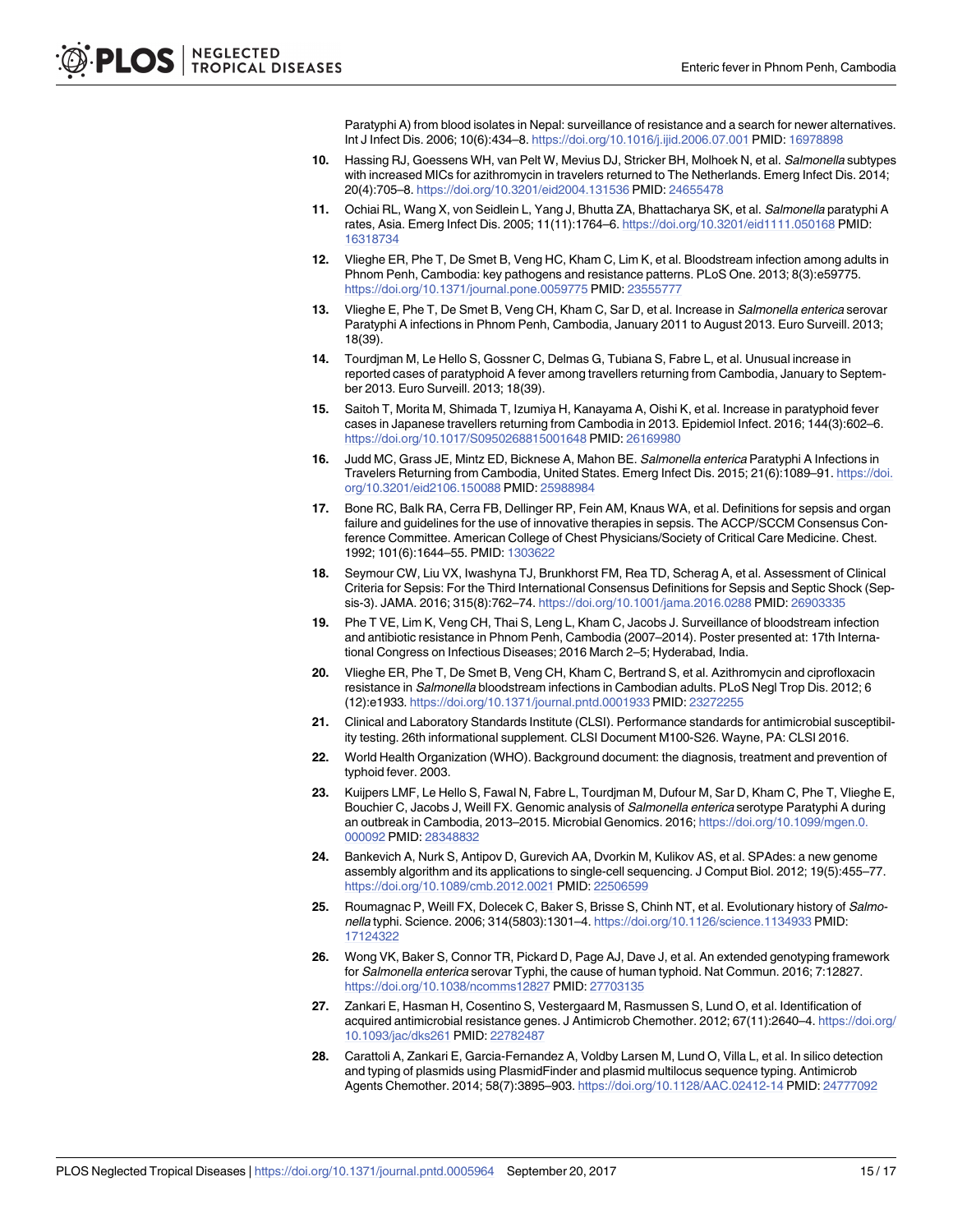Paratyphi A) from blood isolates in Nepal: surveillance of resistance and a search for newer alternatives. Int J Infect Dis. 2006; 10(6):434–8. https://doi.org/10.1016/j.ijid.2006.07.001 PMID: 16978898

10. Hassing RJ, Goessens WH, van Pelt W, Mevius DJ, Stricker BH, Molhoek N, et al. *Salmonella* subtypes with increased MICs for azithromycin in travelers returned to The Netherlands. Emerg Infect Dis. 2014; 20(4):705–8. https://doi.org/10.3201/eid2004.131536 PMID: 24655478

11. Ochiai RL, Wang X, von Seidlein L, Yang J, Bhutta ZA, Bhattacharya SK, et al. *Salmonella* paratyphi A rates, Asia. Emerg Infect Dis. 2005; 11(11):1764–6. https://doi.org/10.3201/eid1111.050168 PMID: 16318734

12. Vlieghe ER, Phe T, De Smet B, Veng HC, Kham C, Lim K, et al. Bloodstream infection among adults in Phnom Penh, Cambodia: key pathogens and resistance patterns. PLoS One. 2013; 8(3):e59775. https://doi.org/10.1371/journal.pone.0059775 PMID: 23555777

13. Vlieghe E, Phe T, De Smet B, Veng CH, Kham C, Sar D, et al. Increase in *Salmonella enterica* serovar Paratyphi A infections in Phnom Penh, Cambodia, January 2011 to August 2013. Euro Surveill. 2013; 18(39).

14. Tourdjman M, Le Hello S, Gossner C, Delmas G, Tubiana S, Fabre L, et al. Unusual increase in reported cases of paratyphoid A fever among travellers returning from Cambodia, January to September 2013. Euro Surveill. 2013; 18(39).

15. Saitoh T, Morita M, Shimada T, Izumiya H, Kanayama A, Oishi K, et al. Increase in paratyphoid fever cases in Japanese travellers returning from Cambodia in 2013. Epidemiol Infect. 2016; 144(3):602–6. https://doi.org/10.1017/S0950268815001648 PMID: 26169980

16. Judd MC, Grass JE, Mintz ED, Bicknese A, Mahon BE. *Salmonella enterica* Paratyphi A Infections in Travelers Returning from Cambodia, United States. Emerg Infect Dis. 2015; 21(6):1089–91. https://doi.org/10.3201/eid2106.150088 PMID: 25988984

17. Bone RC, Balk RA, Cerra FB, Dellinger RP, Fein AM, Knaus WA, et al. Definitions for sepsis and organ failure and guidelines for the use of innovative therapies in sepsis. The ACCP/SCCM Consensus Conference Committee. American College of Chest Physicians/Society of Critical Care Medicine. Chest. 1992; 101(6):1644–55. PMID: 1303622

18. Seymour CW, Liu VX, Iwashyna TJ, Brunkhorst FM, Rea TD, Scherag A, et al. Assessment of Clinical Criteria for Sepsis: For the Third International Consensus Definitions for Sepsis and Septic Shock (Sepsis-3). JAMA. 2016; 315(8):762–74. https://doi.org/10.1001/jama.2016.0288 PMID: 26903335

19. Phe T VE, Lim K, Veng CH, Thai S, Leng L, Kham C, Jacobs J. Surveillance of bloodstream infection and antibiotic resistance in Phnom Penh, Cambodia (2007–2014). Poster presented at: 17th International Congress on Infectious Diseases; 2016 March 2–5; Hyderabad, India.

20. Vlieghe ER, Phe T, De Smet B, Veng CH, Kham C, Bertrand S, et al. Azithromycin and ciprofloxacin resistance in *Salmonella* bloodstream infections in Cambodian adults. PLoS Negl Trop Dis. 2012; 6 (12):e1933. https://doi.org/10.1371/journal.pntd.0001933 PMID: 23272255

21. Clinical and Laboratory Standards Institute (CLSI). Performance standards for antimicrobial susceptibility testing. 26th informational supplement. CLSI Document M100-S26. Wayne, PA: CLSI 2016.

22. World Health Organization (WHO). Background document: the diagnosis, treatment and prevention of typhoid fever. 2003.

23. Kuijpers LMF, Le Hello S, Fawal N, Fabre L, Tourdjman M, Dufour M, Sar D, Kham C, Phe T, Vlieghe E, Bouchier C, Jacobs J, Weill FX. Genomic analysis of *Salmonella enterica* serotype Paratyphi A during an outbreak in Cambodia, 2013–2015. Microbial Genomics. 2016; https://doi.org/10.1099/mgen.0.000092 PMID: 28348832

24. Bankevich A, Nurk S, Antipov D, Gurevich AA, Dvorkin M, Kulikov AS, et al. SPAdes: a new genome assembly algorithm and its applications to single-cell sequencing. J Comput Biol. 2012; 19(5):455–77. https://doi.org/10.1089/cmb.2012.0021 PMID: 22506599

25. Roumagnac P, Weill FX, Dolecek C, Baker S, Brisse S, Chinh NT, et al. Evolutionary history of *Salmonella* typhi. Science. 2006; 314(5803):1301–4. https://doi.org/10.1126/science.1134933 PMID: 17124322

26. Wong VK, Baker S, Connor TR, Pickard D, Page AJ, Dave J, et al. An extended genotyping framework for *Salmonella enterica* serovar Typhi, the cause of human typhoid. Nat Commun. 2016; 7:12827. https://doi.org/10.1038/ncomms12827 PMID: 27703135

27. Zankari E, Hasman H, Cosentino S, Vestergaard M, Rasmussen S, Lund O, et al. Identification of acquired antimicrobial resistance genes. J Antimicrob Chemother. 2012; 67(11):2640–4. https://doi.org/10.1093/jac/dks261 PMID: 22782487

28. Carattoli A, Zankari E, Garcia-Fernandez A, Voldby Larsen M, Lund O, Villa L, et al. In silico detection and typing of plasmids using PlasmidFinder and plasmid multilocus sequence typing. Antimicrob Agents Chemother. 2014; 58(7):3895–903. https://doi.org/10.1128/AAC.02412-14 PMID: 24777092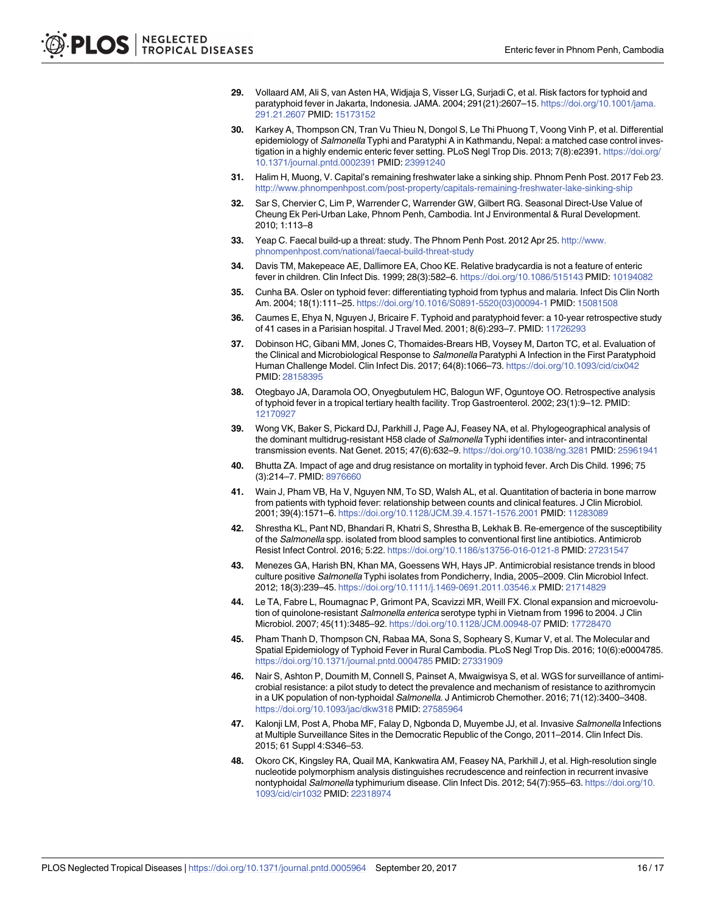29. Vollaard AM, Ali S, van Asten HA, Widjaja S, Visser LG, Surjadi C, et al. Risk factors for typhoid and paratyphoid fever in Jakarta, Indonesia. JAMA. 2004; 291(21):2607–15. https://doi.org/10.1001/jama.291.21.2607 PMID: 15173152

30. Karkey A, Thompson CN, Tran Vu Thieu N, Dongol S, Le Thi Phuong T, Voong Vinh P, et al. Differential epidemiology of *Salmonella* Typhi and Paratyphi A in Kathmandu, Nepal: a matched case control investigation in a highly endemic enteric fever setting. PLoS Negl Trop Dis. 2013; 7(8):e2391. https://doi.org/10.1371/journal.pntd.0002391 PMID: 23991240

31. Halim H, Muong, V. Capital's remaining freshwater lake a sinking ship. Phnom Penh Post. 2017 Feb 23. http://www.phnompenhpost.com/post-property/capitals-remaining-freshwater-lake-sinking-ship

32. Sar S, Chervier C, Lim P, Warrender C, Warrender GW, Gilbert RG. Seasonal Direct-Use Value of Cheung Ek Peri-Urban Lake, Phnom Penh, Cambodia. Int J Environmental & Rural Development. 2010; 1:113–8

33. Yeap C. Faecal build-up a threat: study. The Phnom Penh Post. 2012 Apr 25. http://www.phnompenhpost.com/national/faecal-build-threat-study

34. Davis TM, Makepeace AE, Dallimore EA, Choo KE. Relative bradycardia is not a feature of enteric fever in children. Clin Infect Dis. 1999; 28(3):582–6. https://doi.org/10.1086/515143 PMID: 10194082

35. Cunha BA. Osler on typhoid fever: differentiating typhoid from typhus and malaria. Infect Dis Clin North Am. 2004; 18(1):111–25. https://doi.org/10.1016/S0891-5520(03)00094-1 PMID: 15081508

36. Caumes E, Ehya N, Nguyen J, Bricaire F. Typhoid and paratyphoid fever: a 10-year retrospective study of 41 cases in a Parisian hospital. J Travel Med. 2001; 8(6):293–7. PMID: 11726293

37. Dobinson HC, Gibani MM, Jones C, Thomaides-Brears HB, Voysey M, Darton TC, et al. Evaluation of the Clinical and Microbiological Response to *Salmonella* Paratyphi A Infection in the First Paratyphoid Human Challenge Model. Clin Infect Dis. 2017; 64(8):1066–73. https://doi.org/10.1093/cid/cix042 PMID: 28158395

38. Otegbayo JA, Daramola OO, Onyegbutulem HC, Balogun WF, Oguntoye OO. Retrospective analysis of typhoid fever in a tropical tertiary health facility. Trop Gastroenterol. 2002; 23(1):9–12. PMID: 12170927

39. Wong VK, Baker S, Pickard DJ, Parkhill J, Page AJ, Feasey NA, et al. Phylogeographical analysis of the dominant multidrug-resistant H58 clade of *Salmonella* Typhi identifies inter- and intracontinental transmission events. Nat Genet. 2015; 47(6):632–9. https://doi.org/10.1038/ng.3281 PMID: 25961941

40. Bhutta ZA. Impact of age and drug resistance on mortality in typhoid fever. Arch Dis Child. 1996; 75 (3):214–7. PMID: 8976660

41. Wain J, Pham VB, Ha V, Nguyen NM, To SD, Walsh AL, et al. Quantitation of bacteria in bone marrow from patients with typhoid fever: relationship between counts and clinical features. J Clin Microbiol. 2001; 39(4):1571–6. https://doi.org/10.1128/JCM.39.4.1571-1576.2001 PMID: 11283089

42. Shrestha KL, Pant ND, Bhandari R, Khatri S, Shrestha B, Lekhak B. Re-emergence of the susceptibility of the *Salmonella* spp. isolated from blood samples to conventional first line antibiotics. Antimicrob Resist Infect Control. 2016; 5:22. https://doi.org/10.1186/s13756-016-0121-8 PMID: 27231547

43. Menezes GA, Harish BN, Khan MA, Goessens WH, Hays JP. Antimicrobial resistance trends in blood culture positive *Salmonella* Typhi isolates from Pondicherry, India, 2005–2009. Clin Microbiol Infect. 2012; 18(3):239–45. https://doi.org/10.1111/j.1469-0691.2011.03546.x PMID: 21714829

44. Le TA, Fabre L, Roumagnac P, Grimont PA, Scavizzi MR, Weill FX. Clonal expansion and microevolution of quinolone-resistant *Salmonella enterica* serotype typhi in Vietnam from 1996 to 2004. J Clin Microbiol. 2007; 45(11):3485–92. https://doi.org/10.1128/JCM.00948-07 PMID: 17728470

45. Pham Thanh D, Thompson CN, Rabaa MA, Sona S, Sopheary S, Kumar V, et al. The Molecular and Spatial Epidemiology of Typhoid Fever in Rural Cambodia. PLoS Negl Trop Dis. 2016; 10(6):e0004785. https://doi.org/10.1371/journal.pntd.0004785 PMID: 27331909

46. Nair S, Ashton P, Doumith M, Connell S, Painset A, Mwaigwisya S, et al. WGS for surveillance of antimicrobial resistance: a pilot study to detect the prevalence and mechanism of resistance to azithromycin in a UK population of non-typhoidal *Salmonella*. J Antimicrob Chemother. 2016; 71(12):3400–3408. https://doi.org/10.1093/jac/dkw318 PMID: 27585964

47. Kalonji LM, Post A, Phoba MF, Falay D, Ngbonda D, Muyembe JJ, et al. Invasive *Salmonella* Infections at Multiple Surveillance Sites in the Democratic Republic of the Congo, 2011–2014. Clin Infect Dis. 2015; 61 Suppl 4:S346–53.

48. Okoro CK, Kingsley RA, Quail MA, Kankwatira AM, Feasey NA, Parkhill J, et al. High-resolution single nucleotide polymorphism analysis distinguishes recrudescence and reinfection in recurrent invasive nontyphoidal *Salmonella* typhimurium disease. Clin Infect Dis. 2012; 54(7):955–63. https://doi.org/10.1093/cid/cir1032 PMID: 22318974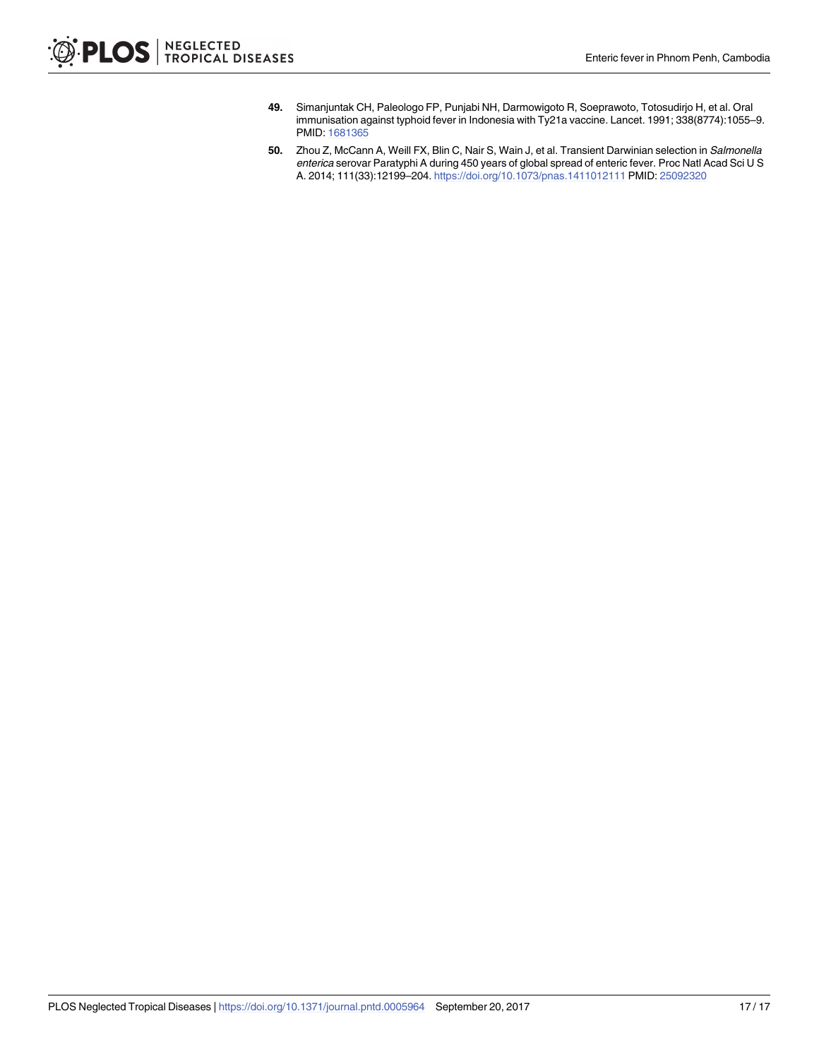49. Simanjuntak CH, Paleologo FP, Punjabi NH, Darmowigoto R, Soeprawoto, Totosudirjo H, et al. Oral immunisation against typhoid fever in Indonesia with Ty21a vaccine. Lancet. 1991; 338(8774):1055–9. PMID: 1681365

50. Zhou Z, McCann A, Weill FX, Blin C, Nair S, Wain J, et al. Transient Darwinian selection in *Salmonella enterica* serovar Paratyphi A during 450 years of global spread of enteric fever. Proc Natl Acad Sci U S A. 2014; 111(33):12199–204. https://doi.org/10.1073/pnas.1411012111 PMID: 25092320